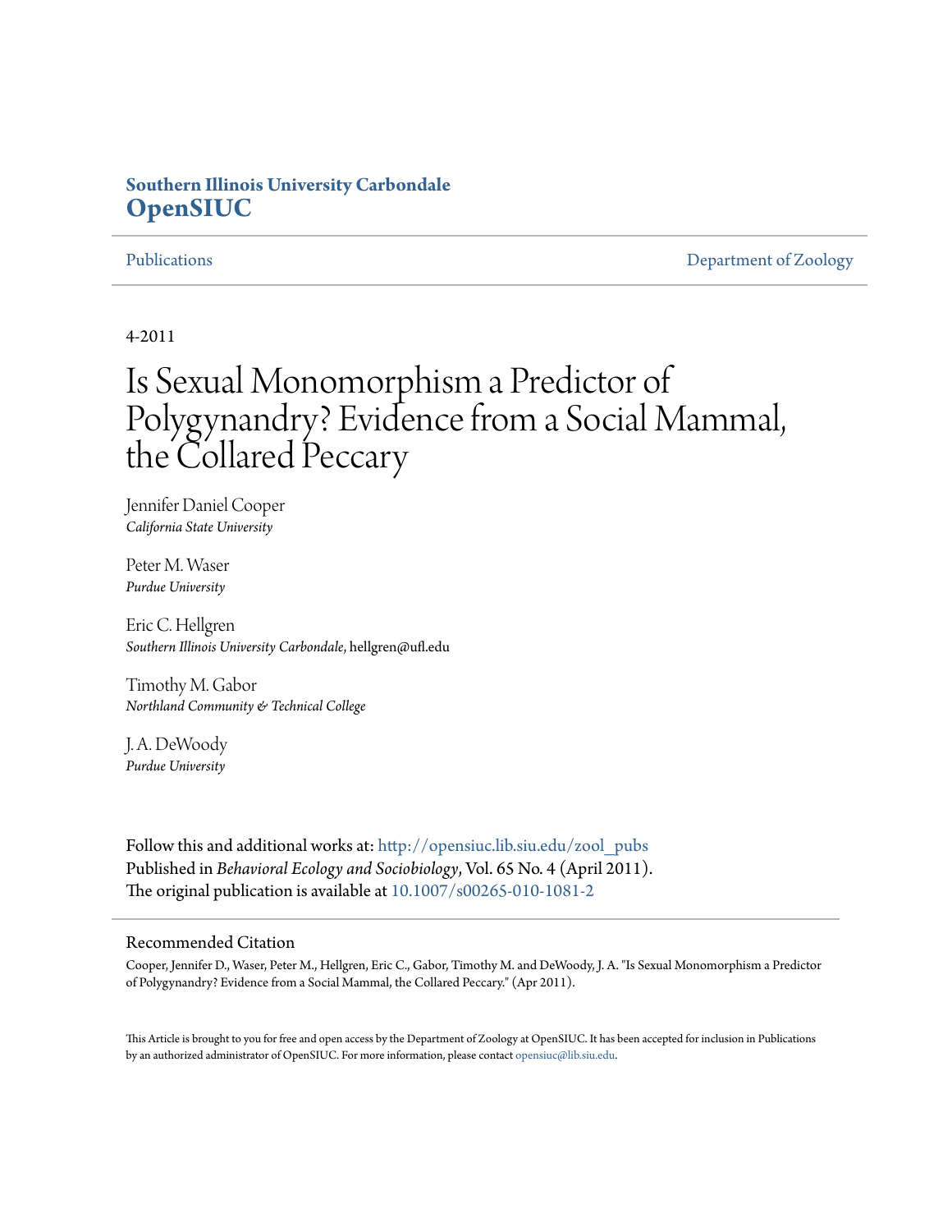**Southern Illinois University Carbondale**
**OpenSIUC**

Publications | Department of Zoology

4-2011

# Is Sexual Monomorphism a Predictor of Polygynandry? Evidence from a Social Mammal, the Collared Peccary

Jennifer Daniel Cooper
*California State University*

Peter M. Waser
*Purdue University*

Eric C. Hellgren
*Southern Illinois University Carbondale*, hellgren@ufl.edu

Timothy M. Gabor
*Northland Community & Technical College*

J. A. DeWoody
*Purdue University*

Follow this and additional works at: http://opensiuc.lib.siu.edu/zool_pubs
Published in *Behavioral Ecology and Sociobiology*, Vol. 65 No. 4 (April 2011).
The original publication is available at 10.1007/s00265-010-1081-2

## Recommended Citation

Cooper, Jennifer D., Waser, Peter M., Hellgren, Eric C., Gabor, Timothy M. and DeWoody, J. A. "Is Sexual Monomorphism a Predictor of Polygynandry? Evidence from a Social Mammal, the Collared Peccary." (Apr 2011).

This Article is brought to you for free and open access by the Department of Zoology at OpenSIUC. It has been accepted for inclusion in Publications by an authorized administrator of OpenSIUC. For more information, please contact opensiuc@lib.siu.edu.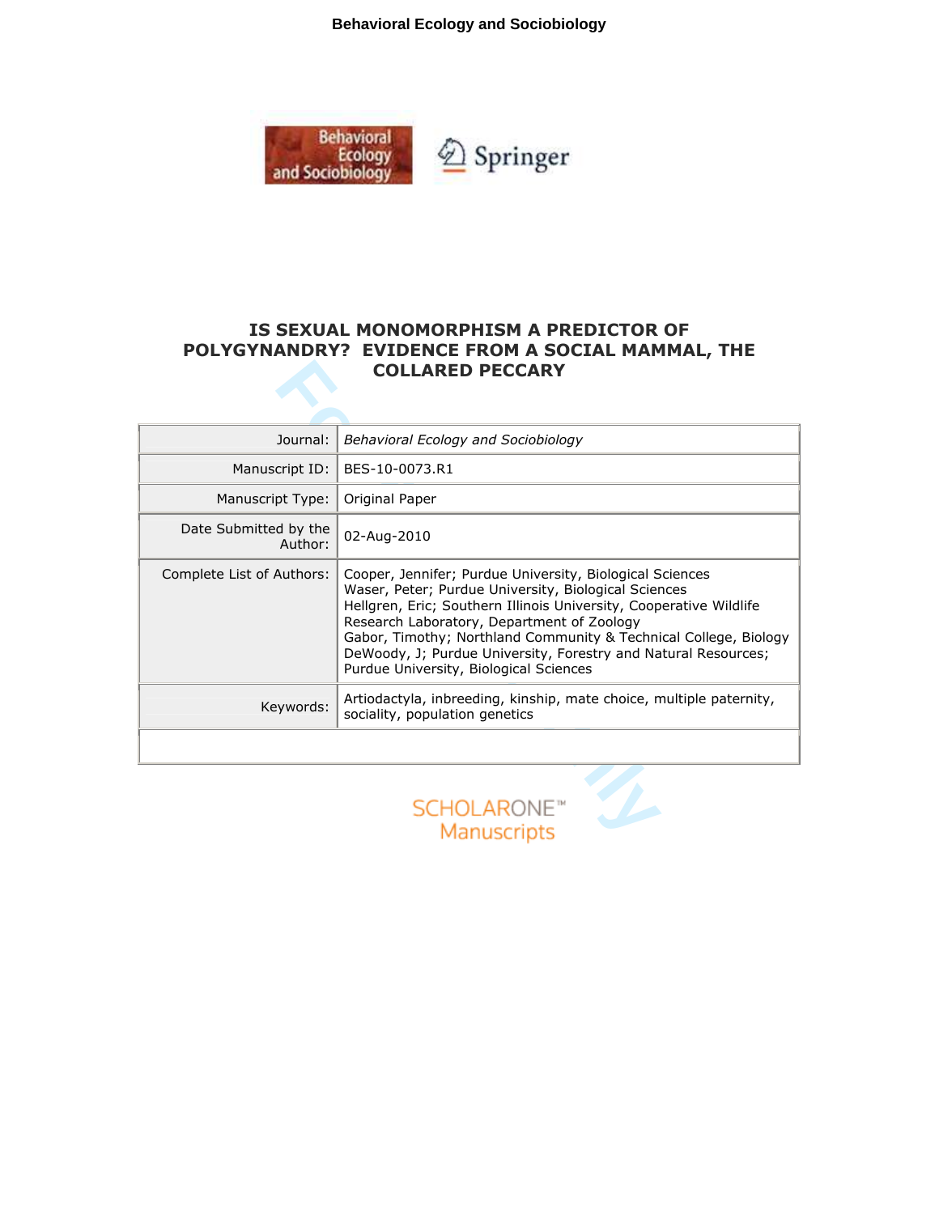# IS SEXUAL MONOMORPHISM A PREDICTOR OF POLYGYNANDRY? EVIDENCE FROM A SOCIAL MAMMAL, THE COLLARED PECCARY

| | |
|---|---|
| Journal: | *Behavioral Ecology and Sociobiology* |
| Manuscript ID: | BES-10-0073.R1 |
| Manuscript Type: | Original Paper |
| Date Submitted by the Author: | 02-Aug-2010 |
| Complete List of Authors: | Cooper, Jennifer; Purdue University, Biological Sciences<br>Waser, Peter; Purdue University, Biological Sciences<br>Hellgren, Eric; Southern Illinois University, Cooperative Wildlife Research Laboratory, Department of Zoology<br>Gabor, Timothy; Northland Community & Technical College, Biology<br>DeWoody, J; Purdue University, Forestry and Natural Resources; Purdue University, Biological Sciences |
| Keywords: | Artiodactyla, inbreeding, kinship, mate choice, multiple paternity, sociality, population genetics |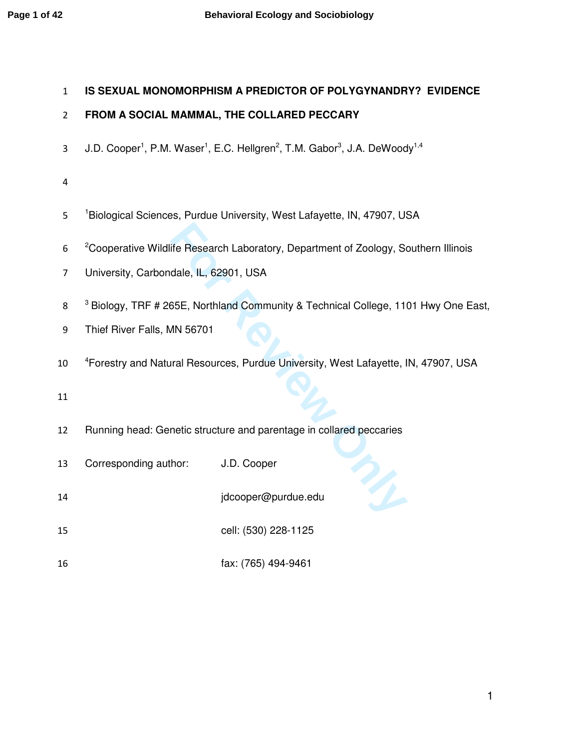# IS SEXUAL MONOMORPHISM A PREDICTOR OF POLYGYNANDRY? EVIDENCE FROM A SOCIAL MAMMAL, THE COLLARED PECCARY

J.D. Cooper[1], P.M. Waser[1], E.C. Hellgren[2], T.M. Gabor[3], J.A. DeWoody[1,4]

[1]Biological Sciences, Purdue University, West Lafayette, IN, 47907, USA

[2]Cooperative Wildlife Research Laboratory, Department of Zoology, Southern Illinois University, Carbondale, IL, 62901, USA

[3] Biology, TRF # 265E, Northland Community & Technical College, 1101 Hwy One East, Thief River Falls, MN 56701

[4]Forestry and Natural Resources, Purdue University, West Lafayette, IN, 47907, USA

Running head: Genetic structure and parentage in collared peccaries

Corresponding author: J.D. Cooper

jdcooper@purdue.edu

cell: (530) 228-1125

fax: (765) 494-9461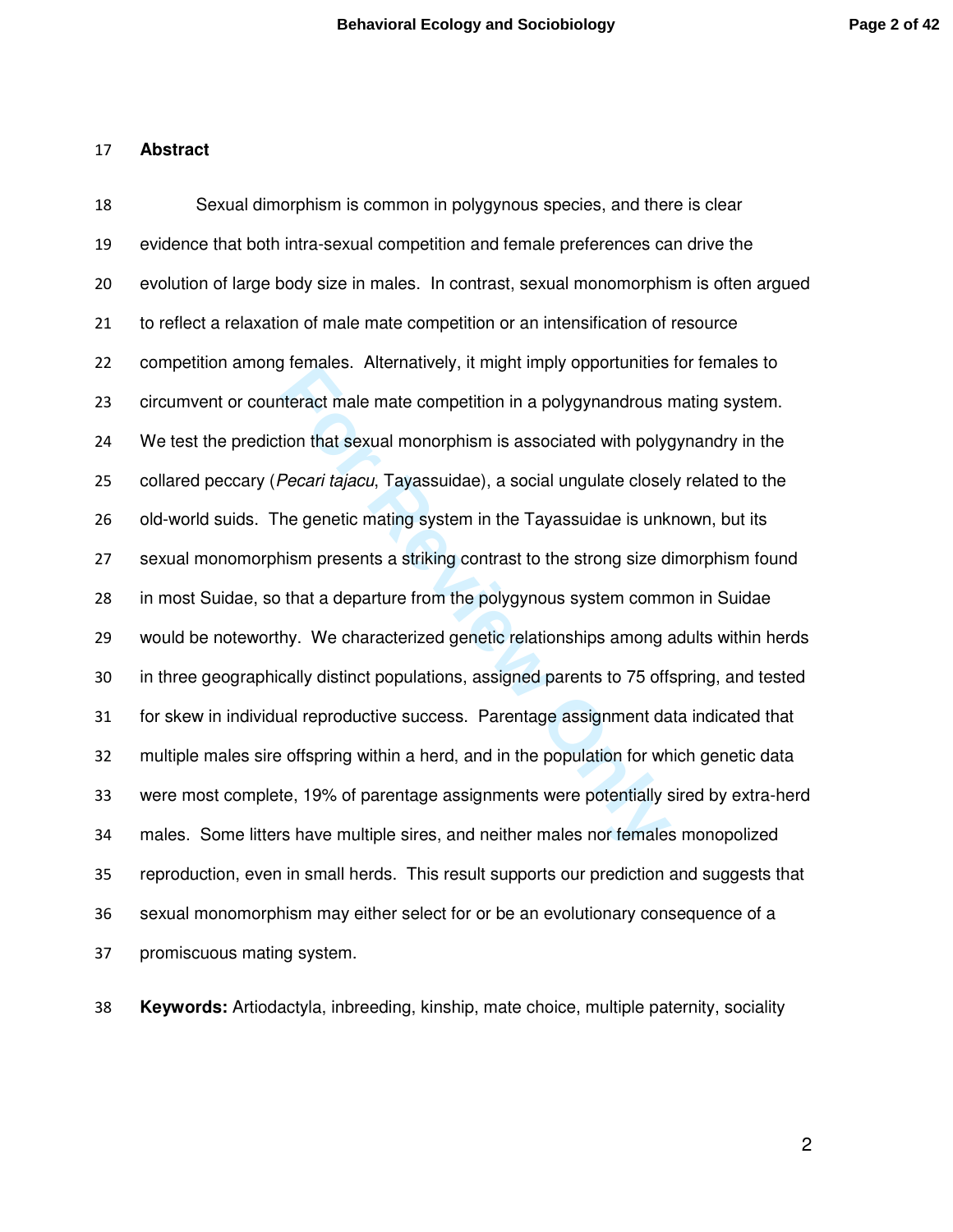## Abstract

Sexual dimorphism is common in polygynous species, and there is clear evidence that both intra-sexual competition and female preferences can drive the evolution of large body size in males. In contrast, sexual monomorphism is often argued to reflect a relaxation of male mate competition or an intensification of resource competition among females. Alternatively, it might imply opportunities for females to circumvent or counteract male mate competition in a polygynandrous mating system. We test the prediction that sexual monorphism is associated with polygynandry in the collared peccary (*Pecari tajacu*, Tayassuidae), a social ungulate closely related to the old-world suids. The genetic mating system in the Tayassuidae is unknown, but its sexual monomorphism presents a striking contrast to the strong size dimorphism found in most Suidae, so that a departure from the polygynous system common in Suidae would be noteworthy. We characterized genetic relationships among adults within herds in three geographically distinct populations, assigned parents to 75 offspring, and tested for skew in individual reproductive success. Parentage assignment data indicated that multiple males sire offspring within a herd, and in the population for which genetic data were most complete, 19% of parentage assignments were potentially sired by extra-herd males. Some litters have multiple sires, and neither males nor females monopolized reproduction, even in small herds. This result supports our prediction and suggests that sexual monomorphism may either select for or be an evolutionary consequence of a promiscuous mating system.

**Keywords:** Artiodactyla, inbreeding, kinship, mate choice, multiple paternity, sociality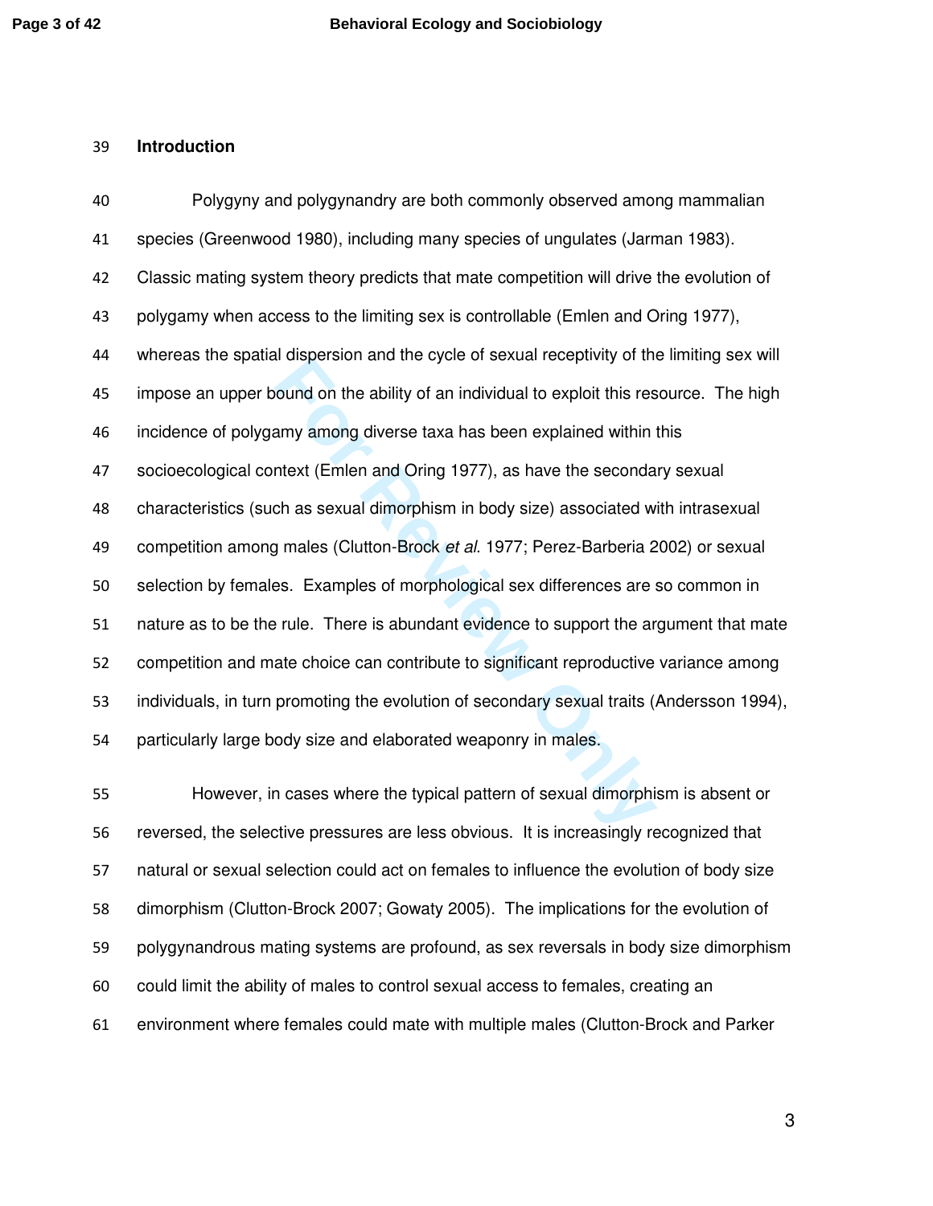## Introduction

Polygyny and polygynandry are both commonly observed among mammalian species (Greenwood 1980), including many species of ungulates (Jarman 1983). Classic mating system theory predicts that mate competition will drive the evolution of polygamy when access to the limiting sex is controllable (Emlen and Oring 1977), whereas the spatial dispersion and the cycle of sexual receptivity of the limiting sex will impose an upper bound on the ability of an individual to exploit this resource. The high incidence of polygamy among diverse taxa has been explained within this socioecological context (Emlen and Oring 1977), as have the secondary sexual characteristics (such as sexual dimorphism in body size) associated with intrasexual competition among males (Clutton-Brock *et al.* 1977; Perez-Barberia 2002) or sexual selection by females. Examples of morphological sex differences are so common in nature as to be the rule. There is abundant evidence to support the argument that mate competition and mate choice can contribute to significant reproductive variance among individuals, in turn promoting the evolution of secondary sexual traits (Andersson 1994), particularly large body size and elaborated weaponry in males.

However, in cases where the typical pattern of sexual dimorphism is absent or reversed, the selective pressures are less obvious. It is increasingly recognized that natural or sexual selection could act on females to influence the evolution of body size dimorphism (Clutton-Brock 2007; Gowaty 2005). The implications for the evolution of polygynandrous mating systems are profound, as sex reversals in body size dimorphism could limit the ability of males to control sexual access to females, creating an environment where females could mate with multiple males (Clutton-Brock and Parker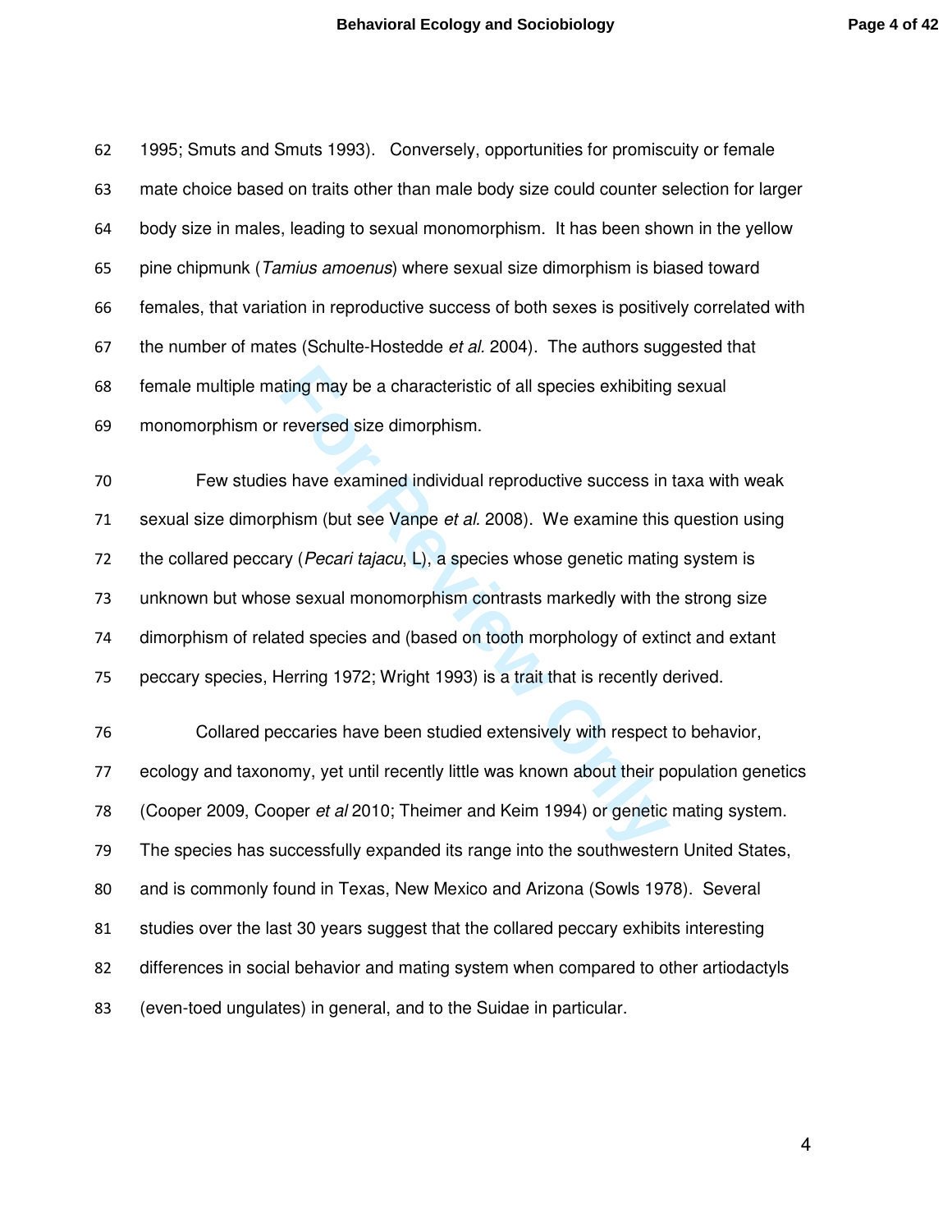1995; Smuts and Smuts 1993). Conversely, opportunities for promiscuity or female mate choice based on traits other than male body size could counter selection for larger body size in males, leading to sexual monomorphism. It has been shown in the yellow pine chipmunk (*Tamius amoenus*) where sexual size dimorphism is biased toward females, that variation in reproductive success of both sexes is positively correlated with the number of mates (Schulte-Hostedde *et al.* 2004). The authors suggested that female multiple mating may be a characteristic of all species exhibiting sexual monomorphism or reversed size dimorphism.

Few studies have examined individual reproductive success in taxa with weak sexual size dimorphism (but see Vanpe *et al.* 2008). We examine this question using the collared peccary (*Pecari tajacu*, L), a species whose genetic mating system is unknown but whose sexual monomorphism contrasts markedly with the strong size dimorphism of related species and (based on tooth morphology of extinct and extant peccary species, Herring 1972; Wright 1993) is a trait that is recently derived.

Collared peccaries have been studied extensively with respect to behavior, ecology and taxonomy, yet until recently little was known about their population genetics (Cooper 2009, Cooper *et al* 2010; Theimer and Keim 1994) or genetic mating system. The species has successfully expanded its range into the southwestern United States, and is commonly found in Texas, New Mexico and Arizona (Sowls 1978). Several studies over the last 30 years suggest that the collared peccary exhibits interesting differences in social behavior and mating system when compared to other artiodactyls (even-toed ungulates) in general, and to the Suidae in particular.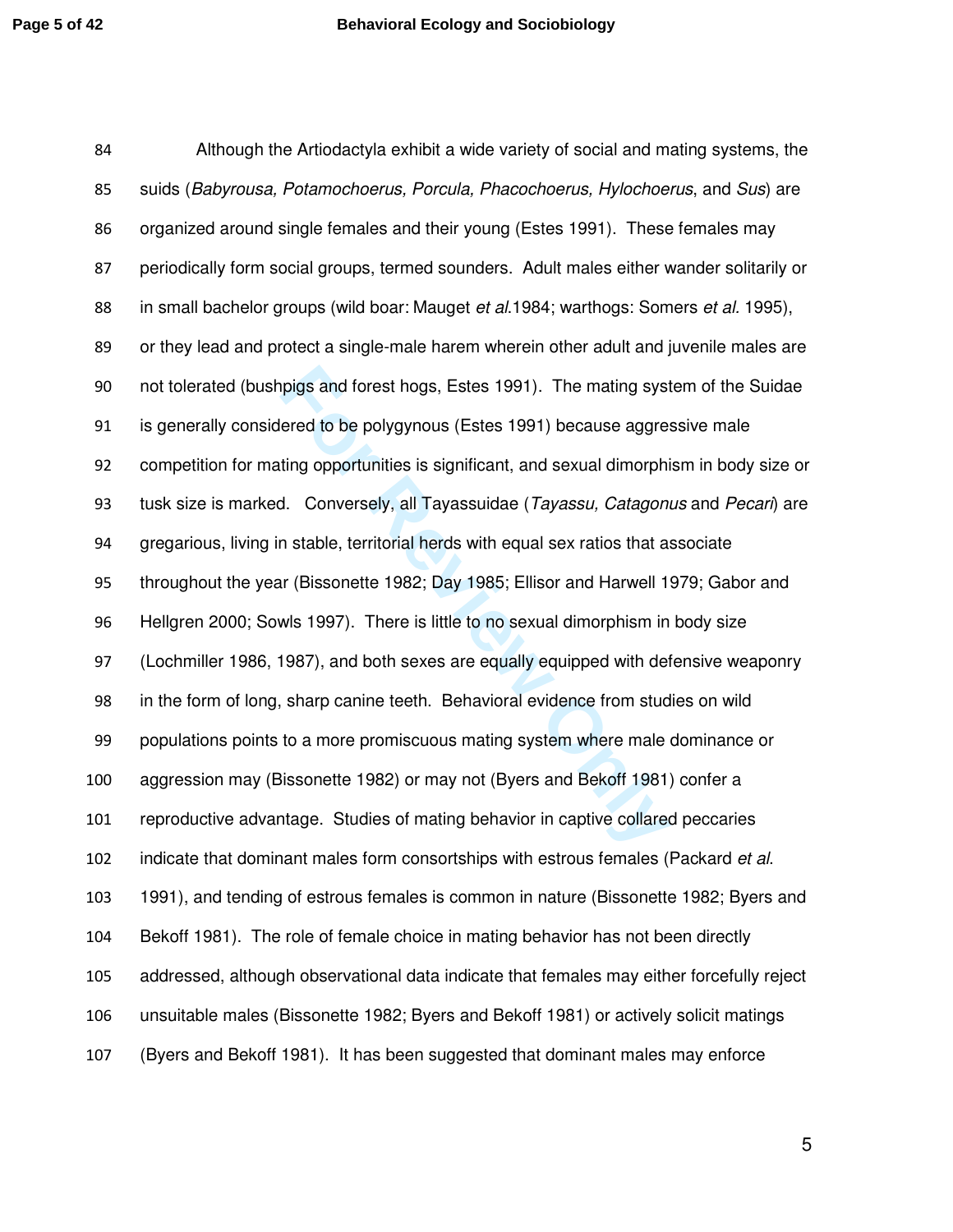Although the Artiodactyla exhibit a wide variety of social and mating systems, the suids (*Babyrousa, Potamochoerus, Porcula, Phacochoerus, Hylochoerus*, and *Sus*) are organized around single females and their young (Estes 1991). These females may periodically form social groups, termed sounders. Adult males either wander solitarily or in small bachelor groups (wild boar: Mauget *et al.*1984; warthogs: Somers *et al.* 1995), or they lead and protect a single-male harem wherein other adult and juvenile males are not tolerated (bushpigs and forest hogs, Estes 1991). The mating system of the Suidae is generally considered to be polygynous (Estes 1991) because aggressive male competition for mating opportunities is significant, and sexual dimorphism in body size or tusk size is marked. Conversely, all Tayassuidae (*Tayassu, Catagonus* and *Pecari*) are gregarious, living in stable, territorial herds with equal sex ratios that associate throughout the year (Bissonette 1982; Day 1985; Ellisor and Harwell 1979; Gabor and Hellgren 2000; Sowls 1997). There is little to no sexual dimorphism in body size (Lochmiller 1986, 1987), and both sexes are equally equipped with defensive weaponry in the form of long, sharp canine teeth. Behavioral evidence from studies on wild populations points to a more promiscuous mating system where male dominance or aggression may (Bissonette 1982) or may not (Byers and Bekoff 1981) confer a reproductive advantage. Studies of mating behavior in captive collared peccaries indicate that dominant males form consortships with estrous females (Packard *et al.* 1991), and tending of estrous females is common in nature (Bissonette 1982; Byers and Bekoff 1981). The role of female choice in mating behavior has not been directly addressed, although observational data indicate that females may either forcefully reject unsuitable males (Bissonette 1982; Byers and Bekoff 1981) or actively solicit matings (Byers and Bekoff 1981). It has been suggested that dominant males may enforce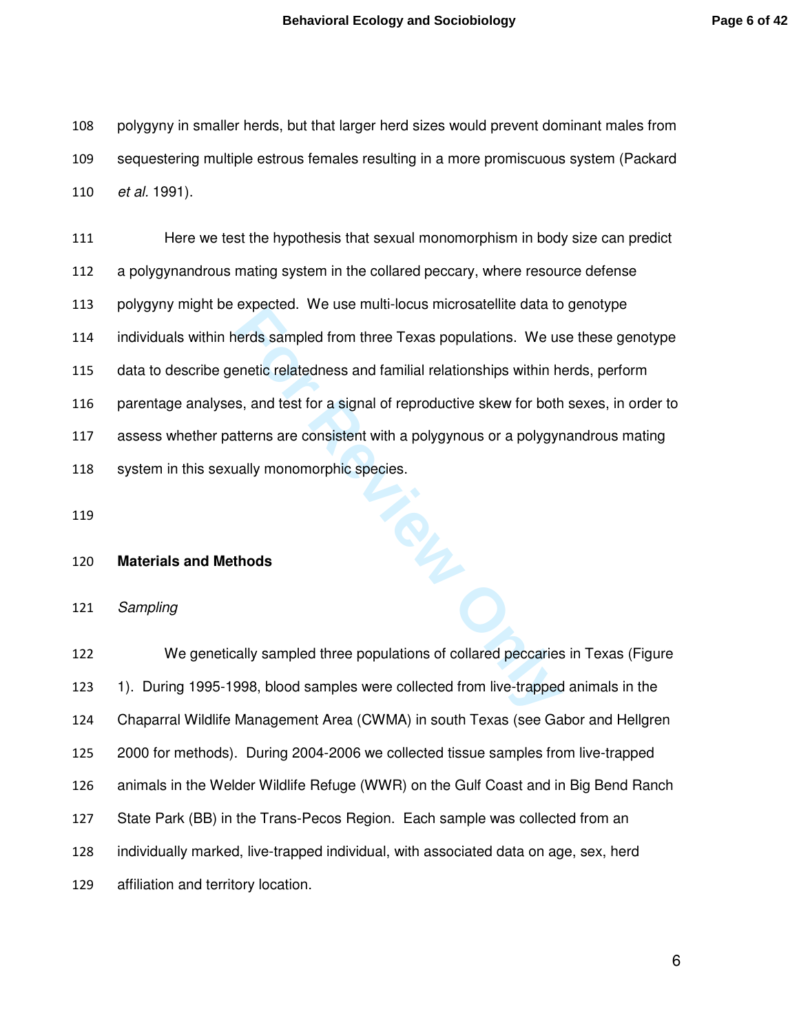polygyny in smaller herds, but that larger herd sizes would prevent dominant males from sequestering multiple estrous females resulting in a more promiscuous system (Packard *et al.* 1991).

Here we test the hypothesis that sexual monomorphism in body size can predict a polygynandrous mating system in the collared peccary, where resource defense polygyny might be expected. We use multi-locus microsatellite data to genotype individuals within herds sampled from three Texas populations. We use these genotype data to describe genetic relatedness and familial relationships within herds, perform parentage analyses, and test for a signal of reproductive skew for both sexes, in order to assess whether patterns are consistent with a polygynous or a polygynandrous mating system in this sexually monomorphic species.

## Materials and Methods

### *Sampling*

We genetically sampled three populations of collared peccaries in Texas (Figure 1). During 1995-1998, blood samples were collected from live-trapped animals in the Chaparral Wildlife Management Area (CWMA) in south Texas (see Gabor and Hellgren 2000 for methods). During 2004-2006 we collected tissue samples from live-trapped animals in the Welder Wildlife Refuge (WWR) on the Gulf Coast and in Big Bend Ranch State Park (BB) in the Trans-Pecos Region. Each sample was collected from an individually marked, live-trapped individual, with associated data on age, sex, herd affiliation and territory location.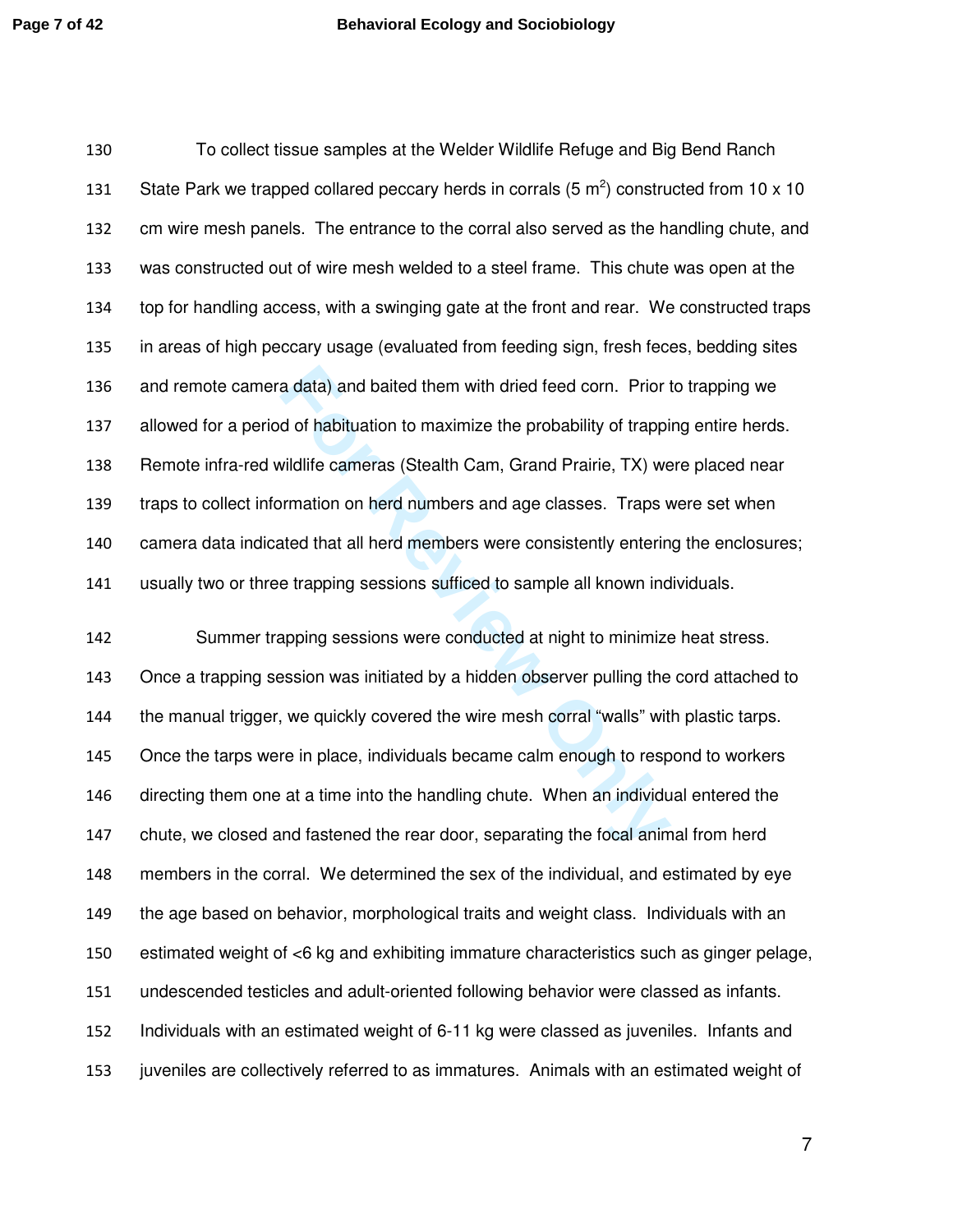To collect tissue samples at the Welder Wildlife Refuge and Big Bend Ranch State Park we trapped collared peccary herds in corrals (5 $m^2$) constructed from 10 x 10 cm wire mesh panels. The entrance to the corral also served as the handling chute, and was constructed out of wire mesh welded to a steel frame. This chute was open at the top for handling access, with a swinging gate at the front and rear. We constructed traps in areas of high peccary usage (evaluated from feeding sign, fresh feces, bedding sites and remote camera data) and baited them with dried feed corn. Prior to trapping we allowed for a period of habituation to maximize the probability of trapping entire herds. Remote infra-red wildlife cameras (Stealth Cam, Grand Prairie, TX) were placed near traps to collect information on herd numbers and age classes. Traps were set when camera data indicated that all herd members were consistently entering the enclosures; usually two or three trapping sessions sufficed to sample all known individuals.

Summer trapping sessions were conducted at night to minimize heat stress. Once a trapping session was initiated by a hidden observer pulling the cord attached to the manual trigger, we quickly covered the wire mesh corral "walls" with plastic tarps. Once the tarps were in place, individuals became calm enough to respond to workers directing them one at a time into the handling chute. When an individual entered the chute, we closed and fastened the rear door, separating the focal animal from herd members in the corral. We determined the sex of the individual, and estimated by eye the age based on behavior, morphological traits and weight class. Individuals with an estimated weight of <6 kg and exhibiting immature characteristics such as ginger pelage, undescended testicles and adult-oriented following behavior were classed as infants. Individuals with an estimated weight of 6-11 kg were classed as juveniles. Infants and juveniles are collectively referred to as immatures. Animals with an estimated weight of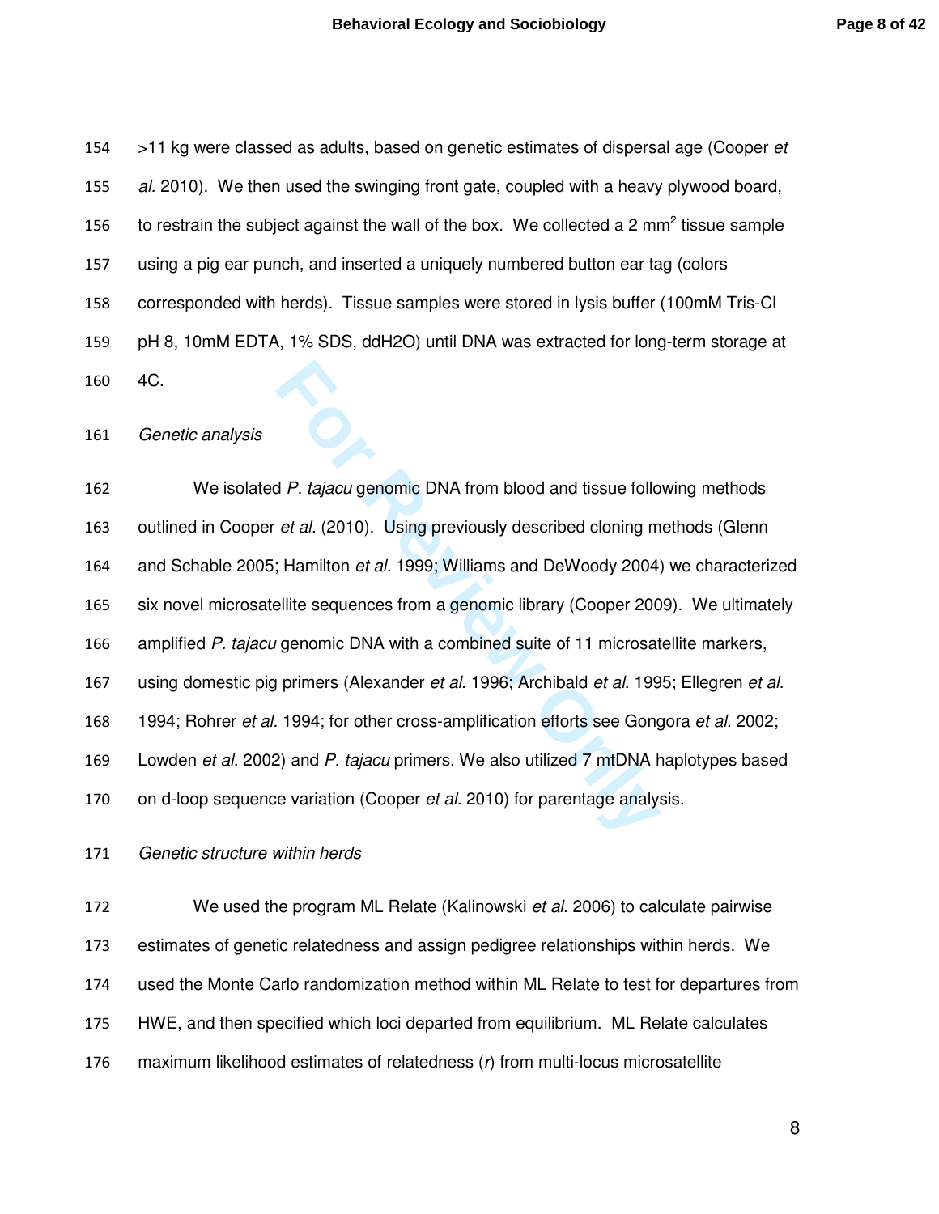>11 kg were classed as adults, based on genetic estimates of dispersal age (Cooper *et al.* 2010). We then used the swinging front gate, coupled with a heavy plywood board, to restrain the subject against the wall of the box. We collected a 2 $mm^2$ tissue sample using a pig ear punch, and inserted a uniquely numbered button ear tag (colors corresponded with herds). Tissue samples were stored in lysis buffer (100mM Tris-Cl pH 8, 10mM EDTA, 1% SDS, ddH2O) until DNA was extracted for long-term storage at 4C.

*Genetic analysis*

We isolated *P. tajacu* genomic DNA from blood and tissue following methods outlined in Cooper *et al.* (2010). Using previously described cloning methods (Glenn and Schable 2005; Hamilton *et al.* 1999; Williams and DeWoody 2004) we characterized six novel microsatellite sequences from a genomic library (Cooper 2009). We ultimately amplified *P. tajacu* genomic DNA with a combined suite of 11 microsatellite markers, using domestic pig primers (Alexander *et al.* 1996; Archibald *et al.* 1995; Ellegren *et al.* 1994; Rohrer *et al.* 1994; for other cross-amplification efforts see Gongora *et al.* 2002; Lowden *et al.* 2002) and *P. tajacu* primers. We also utilized 7 mtDNA haplotypes based on d-loop sequence variation (Cooper *et al.* 2010) for parentage analysis.

*Genetic structure within herds*

We used the program ML Relate (Kalinowski *et al.* 2006) to calculate pairwise estimates of genetic relatedness and assign pedigree relationships within herds. We used the Monte Carlo randomization method within ML Relate to test for departures from HWE, and then specified which loci departed from equilibrium. ML Relate calculates maximum likelihood estimates of relatedness (*r*) from multi-locus microsatellite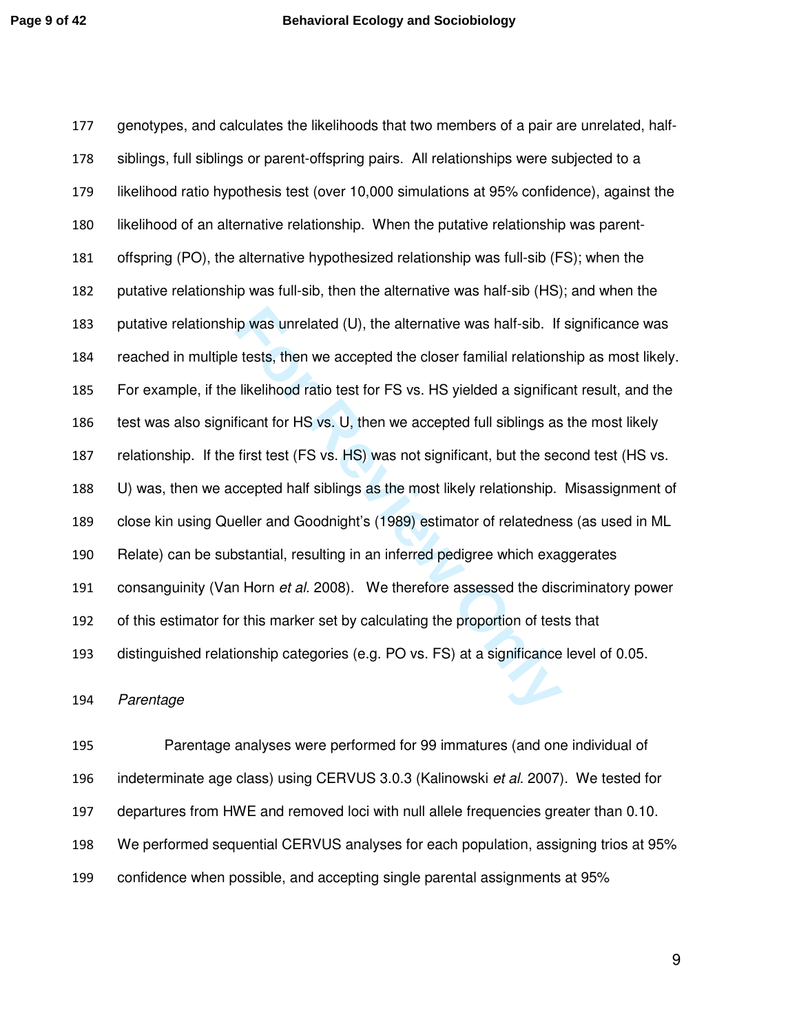genotypes, and calculates the likelihoods that two members of a pair are unrelated, half-siblings, full siblings or parent-offspring pairs. All relationships were subjected to a likelihood ratio hypothesis test (over 10,000 simulations at 95% confidence), against the likelihood of an alternative relationship. When the putative relationship was parent-offspring (PO), the alternative hypothesized relationship was full-sib (FS); when the putative relationship was full-sib, then the alternative was half-sib (HS); and when the putative relationship was unrelated (U), the alternative was half-sib. If significance was reached in multiple tests, then we accepted the closer familial relationship as most likely. For example, if the likelihood ratio test for FS vs. HS yielded a significant result, and the test was also significant for HS vs. U, then we accepted full siblings as the most likely relationship. If the first test (FS vs. HS) was not significant, but the second test (HS vs. U) was, then we accepted half siblings as the most likely relationship. Misassignment of close kin using Queller and Goodnight's (1989) estimator of relatedness (as used in ML Relate) can be substantial, resulting in an inferred pedigree which exaggerates consanguinity (Van Horn *et al.* 2008). We therefore assessed the discriminatory power of this estimator for this marker set by calculating the proportion of tests that distinguished relationship categories (e.g. PO vs. FS) at a significance level of 0.05.

*Parentage*

Parentage analyses were performed for 99 immatures (and one individual of indeterminate age class) using CERVUS 3.0.3 (Kalinowski *et al.* 2007). We tested for departures from HWE and removed loci with null allele frequencies greater than 0.10. We performed sequential CERVUS analyses for each population, assigning trios at 95% confidence when possible, and accepting single parental assignments at 95%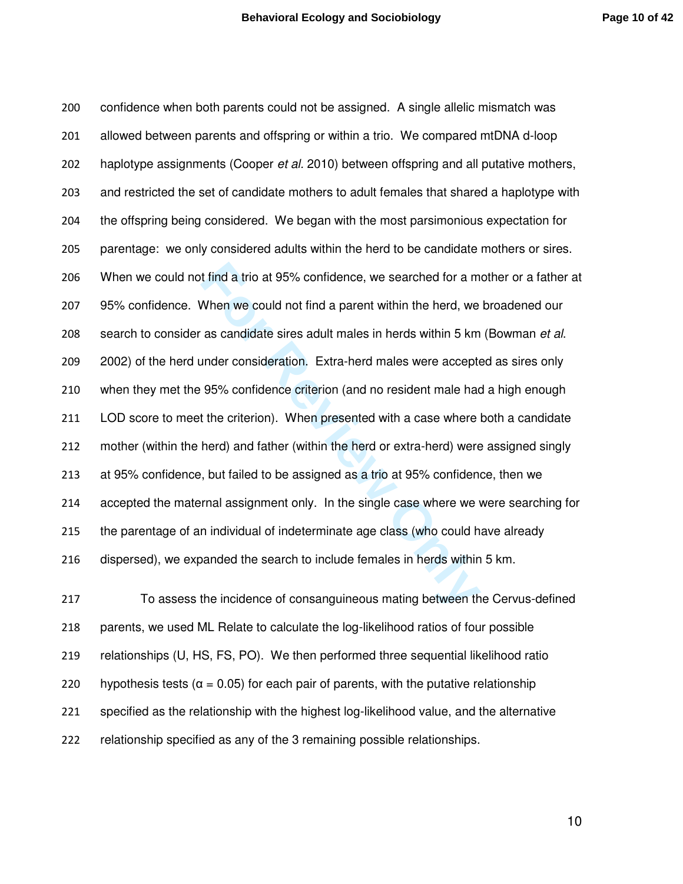confidence when both parents could not be assigned. A single allelic mismatch was allowed between parents and offspring or within a trio. We compared mtDNA d-loop haplotype assignments (Cooper *et al.* 2010) between offspring and all putative mothers, and restricted the set of candidate mothers to adult females that shared a haplotype with the offspring being considered. We began with the most parsimonious expectation for parentage: we only considered adults within the herd to be candidate mothers or sires. When we could not find a trio at 95% confidence, we searched for a mother or a father at 95% confidence. When we could not find a parent within the herd, we broadened our search to consider as candidate sires adult males in herds within 5 km (Bowman *et al.* 2002) of the herd under consideration. Extra-herd males were accepted as sires only when they met the 95% confidence criterion (and no resident male had a high enough LOD score to meet the criterion). When presented with a case where both a candidate mother (within the herd) and father (within the herd or extra-herd) were assigned singly at 95% confidence, but failed to be assigned as a trio at 95% confidence, then we accepted the maternal assignment only. In the single case where we were searching for the parentage of an individual of indeterminate age class (who could have already dispersed), we expanded the search to include females in herds within 5 km.

To assess the incidence of consanguineous mating between the Cervus-defined parents, we used ML Relate to calculate the log-likelihood ratios of four possible relationships (U, HS, FS, PO). We then performed three sequential likelihood ratio hypothesis tests ($\alpha = 0.05$) for each pair of parents, with the putative relationship specified as the relationship with the highest log-likelihood value, and the alternative relationship specified as any of the 3 remaining possible relationships.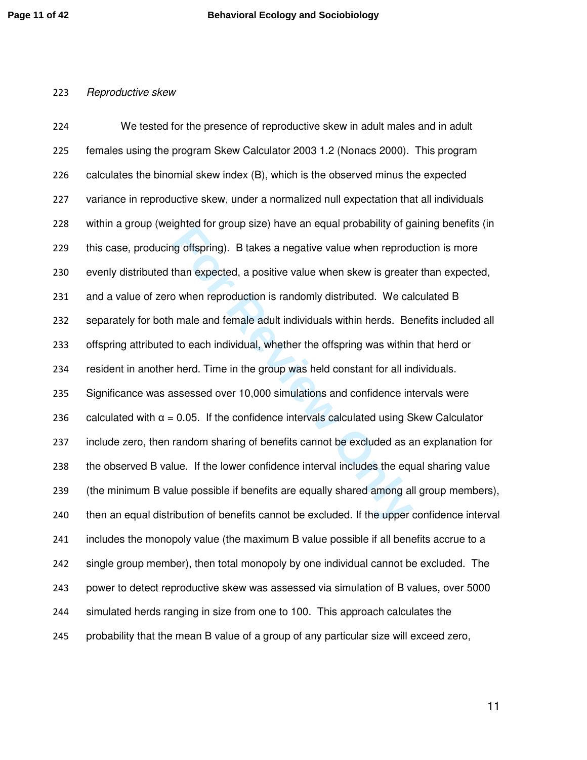*Reproductive skew*

We tested for the presence of reproductive skew in adult males and in adult females using the program Skew Calculator 2003 1.2 (Nonacs 2000). This program calculates the binomial skew index (B), which is the observed minus the expected variance in reproductive skew, under a normalized null expectation that all individuals within a group (weighted for group size) have an equal probability of gaining benefits (in this case, producing offspring). B takes a negative value when reproduction is more evenly distributed than expected, a positive value when skew is greater than expected, and a value of zero when reproduction is randomly distributed. We calculated B separately for both male and female adult individuals within herds. Benefits included all offspring attributed to each individual, whether the offspring was within that herd or resident in another herd. Time in the group was held constant for all individuals. Significance was assessed over 10,000 simulations and confidence intervals were calculated with $\alpha = 0.05$. If the confidence intervals calculated using Skew Calculator include zero, then random sharing of benefits cannot be excluded as an explanation for the observed B value. If the lower confidence interval includes the equal sharing value (the minimum B value possible if benefits are equally shared among all group members), then an equal distribution of benefits cannot be excluded. If the upper confidence interval includes the monopoly value (the maximum B value possible if all benefits accrue to a single group member), then total monopoly by one individual cannot be excluded. The power to detect reproductive skew was assessed via simulation of B values, over 5000 simulated herds ranging in size from one to 100. This approach calculates the probability that the mean B value of a group of any particular size will exceed zero,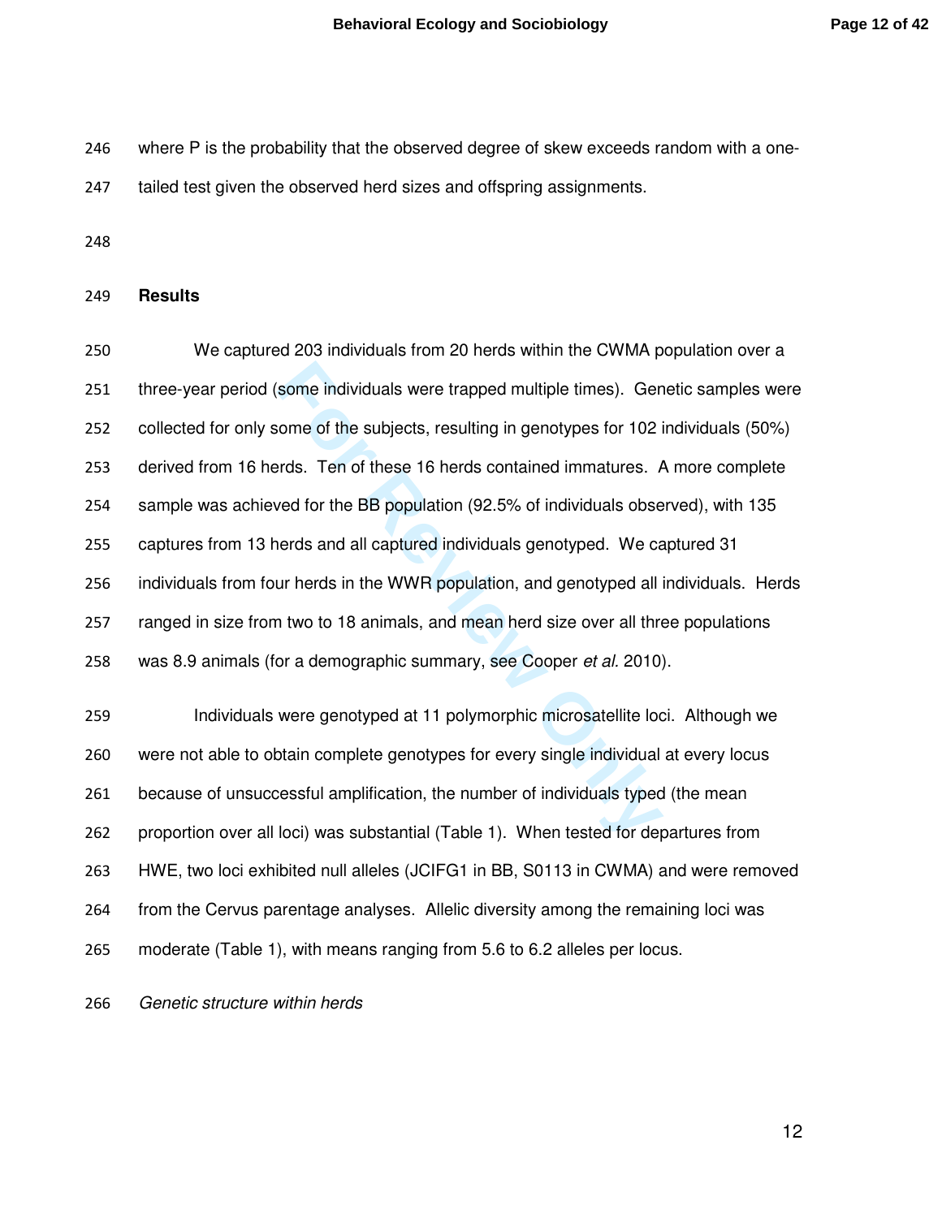where P is the probability that the observed degree of skew exceeds random with a one-tailed test given the observed herd sizes and offspring assignments.

## Results

We captured 203 individuals from 20 herds within the CWMA population over a three-year period (some individuals were trapped multiple times). Genetic samples were collected for only some of the subjects, resulting in genotypes for 102 individuals (50%) derived from 16 herds. Ten of these 16 herds contained immatures. A more complete sample was achieved for the BB population (92.5% of individuals observed), with 135 captures from 13 herds and all captured individuals genotyped. We captured 31 individuals from four herds in the WWR population, and genotyped all individuals. Herds ranged in size from two to 18 animals, and mean herd size over all three populations was 8.9 animals (for a demographic summary, see Cooper *et al.* 2010).

Individuals were genotyped at 11 polymorphic microsatellite loci. Although we were not able to obtain complete genotypes for every single individual at every locus because of unsuccessful amplification, the number of individuals typed (the mean proportion over all loci) was substantial (Table 1). When tested for departures from HWE, two loci exhibited null alleles (JCIFG1 in BB, S0113 in CWMA) and were removed from the Cervus parentage analyses. Allelic diversity among the remaining loci was moderate (Table 1), with means ranging from 5.6 to 6.2 alleles per locus.

### *Genetic structure within herds*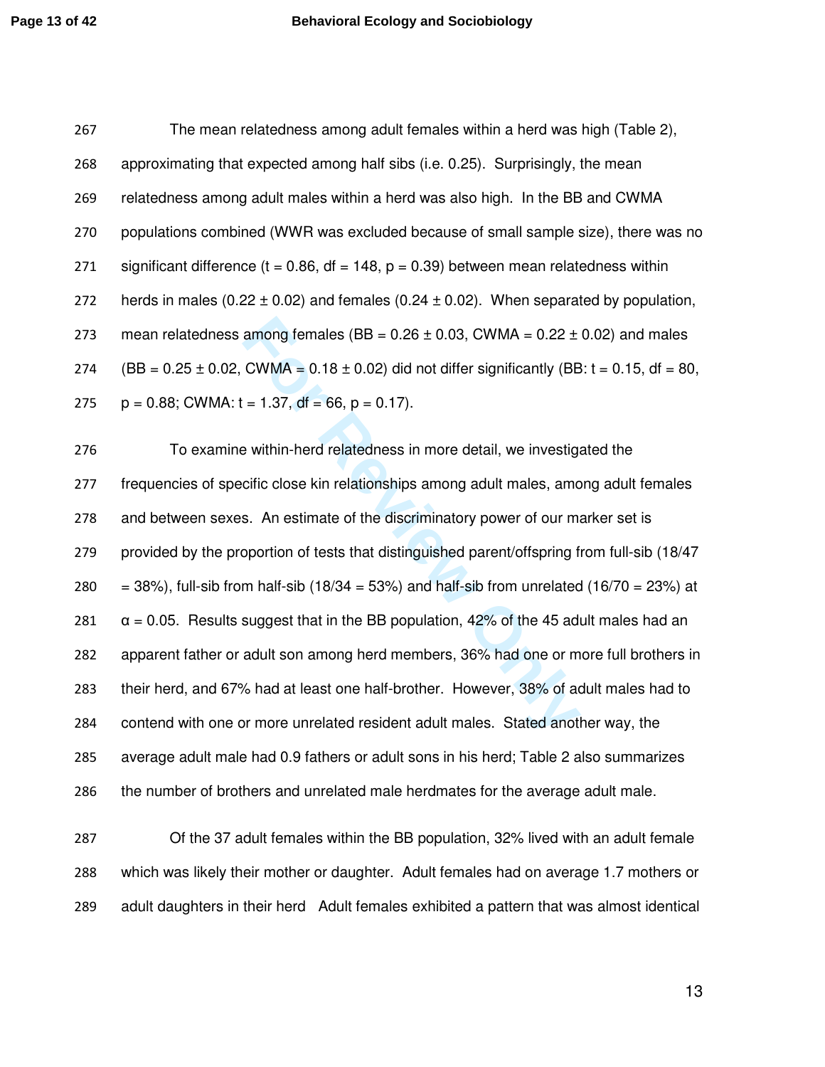The mean relatedness among adult females within a herd was high (Table 2), approximating that expected among half sibs (i.e. 0.25). Surprisingly, the mean relatedness among adult males within a herd was also high. In the BB and CWMA populations combined (WWR was excluded because of small sample size), there was no significant difference ($t = 0.86$, $df = 148$, $p = 0.39$) between mean relatedness within herds in males ($0.22 \pm 0.02$) and females ($0.24 \pm 0.02$). When separated by population, mean relatedness among females (BB = $0.26 \pm 0.03$, CWMA = $0.22 \pm 0.02$) and males (BB = $0.25 \pm 0.02$, CWMA = $0.18 \pm 0.02$) did not differ significantly (BB: $t = 0.15$, $df = 80$, $p = 0.88$; CWMA: $t = 1.37$, $df = 66$, $p = 0.17$).

To examine within-herd relatedness in more detail, we investigated the frequencies of specific close kin relationships among adult males, among adult females and between sexes. An estimate of the discriminatory power of our marker set is provided by the proportion of tests that distinguished parent/offspring from full-sib (18/47 = 38%), full-sib from half-sib (18/34 = 53%) and half-sib from unrelated (16/70 = 23%) at $\alpha = 0.05$. Results suggest that in the BB population, 42% of the 45 adult males had an apparent father or adult son among herd members, 36% had one or more full brothers in their herd, and 67% had at least one half-brother. However, 38% of adult males had to contend with one or more unrelated resident adult males. Stated another way, the average adult male had 0.9 fathers or adult sons in his herd; Table 2 also summarizes the number of brothers and unrelated male herdmates for the average adult male.

Of the 37 adult females within the BB population, 32% lived with an adult female which was likely their mother or daughter. Adult females had on average 1.7 mothers or adult daughters in their herd Adult females exhibited a pattern that was almost identical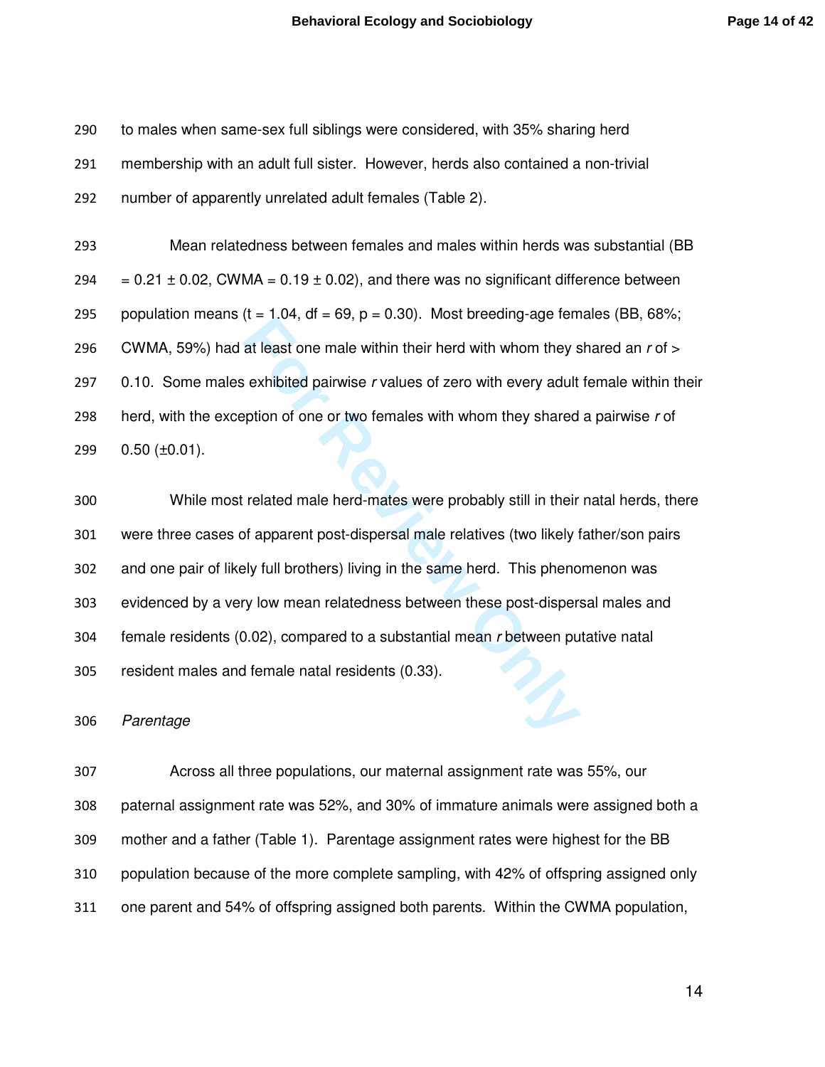to males when same-sex full siblings were considered, with 35% sharing herd membership with an adult full sister. However, herds also contained a non-trivial number of apparently unrelated adult females (Table 2).

Mean relatedness between females and males within herds was substantial (BB = 0.21 ± 0.02, CWMA = 0.19 ± 0.02), and there was no significant difference between population means ($t = 1.04$, $df = 69$, $p = 0.30$). Most breeding-age females (BB, 68%; CWMA, 59%) had at least one male within their herd with whom they shared an $r$ of > 0.10. Some males exhibited pairwise $r$ values of zero with every adult female within their herd, with the exception of one or two females with whom they shared a pairwise $r$ of 0.50 (±0.01).

While most related male herd-mates were probably still in their natal herds, there were three cases of apparent post-dispersal male relatives (two likely father/son pairs and one pair of likely full brothers) living in the same herd. This phenomenon was evidenced by a very low mean relatedness between these post-dispersal males and female residents (0.02), compared to a substantial mean $r$ between putative natal resident males and female natal residents (0.33).

*Parentage*

Across all three populations, our maternal assignment rate was 55%, our paternal assignment rate was 52%, and 30% of immature animals were assigned both a mother and a father (Table 1). Parentage assignment rates were highest for the BB population because of the more complete sampling, with 42% of offspring assigned only one parent and 54% of offspring assigned both parents. Within the CWMA population,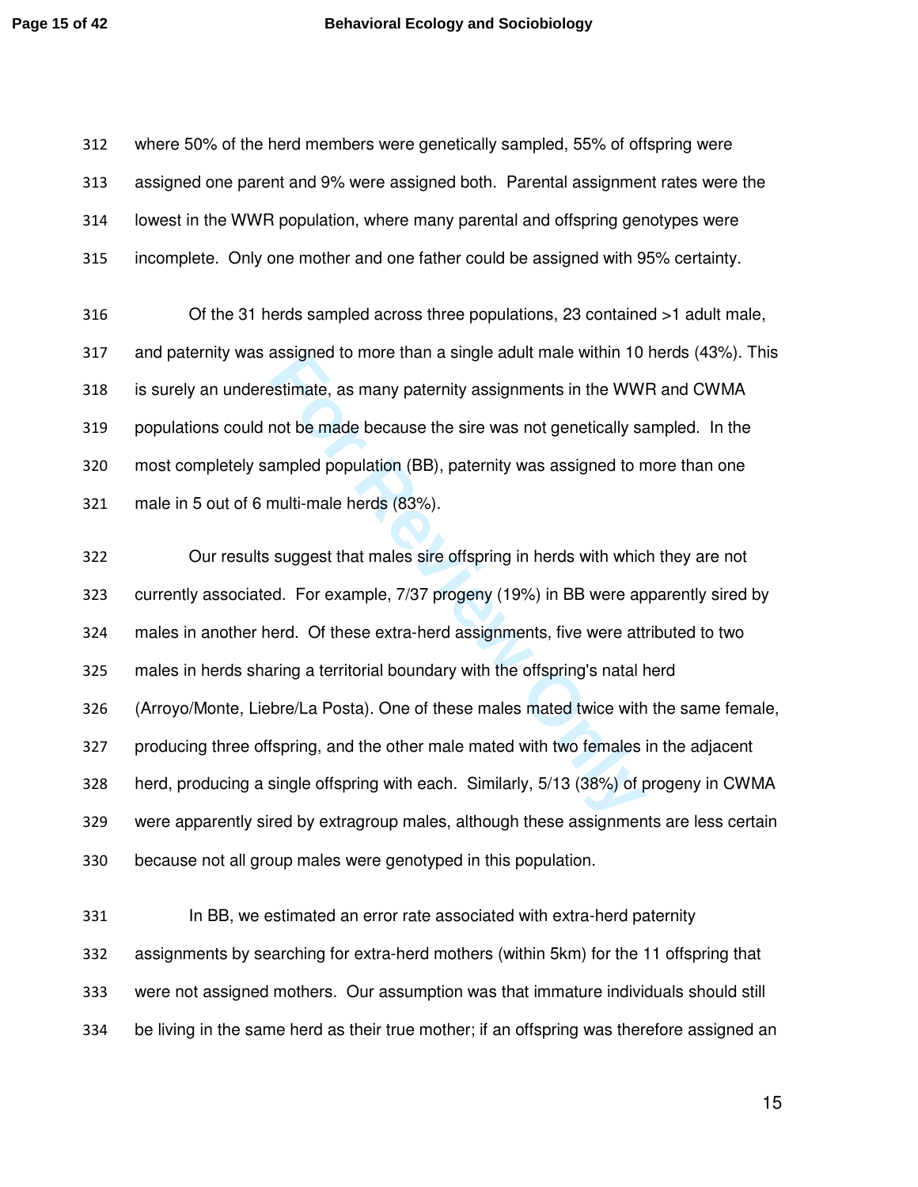where 50% of the herd members were genetically sampled, 55% of offspring were assigned one parent and 9% were assigned both. Parental assignment rates were the lowest in the WWR population, where many parental and offspring genotypes were incomplete. Only one mother and one father could be assigned with 95% certainty.

Of the 31 herds sampled across three populations, 23 contained >1 adult male, and paternity was assigned to more than a single adult male within 10 herds (43%). This is surely an underestimate, as many paternity assignments in the WWR and CWMA populations could not be made because the sire was not genetically sampled. In the most completely sampled population (BB), paternity was assigned to more than one male in 5 out of 6 multi-male herds (83%).

Our results suggest that males sire offspring in herds with which they are not currently associated. For example, 7/37 progeny (19%) in BB were apparently sired by males in another herd. Of these extra-herd assignments, five were attributed to two males in herds sharing a territorial boundary with the offspring's natal herd (Arroyo/Monte, Liebre/La Posta). One of these males mated twice with the same female, producing three offspring, and the other male mated with two females in the adjacent herd, producing a single offspring with each. Similarly, 5/13 (38%) of progeny in CWMA were apparently sired by extragroup males, although these assignments are less certain because not all group males were genotyped in this population.

In BB, we estimated an error rate associated with extra-herd paternity assignments by searching for extra-herd mothers (within 5km) for the 11 offspring that were not assigned mothers. Our assumption was that immature individuals should still be living in the same herd as their true mother; if an offspring was therefore assigned an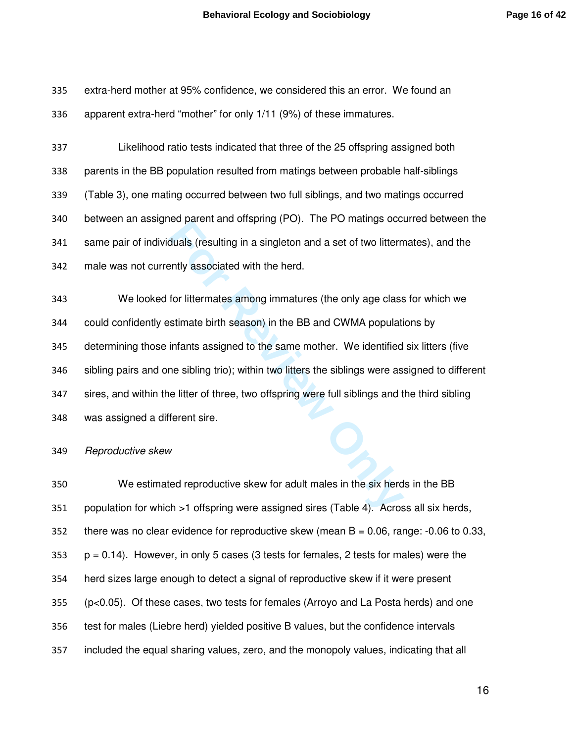extra-herd mother at 95% confidence, we considered this an error. We found an apparent extra-herd "mother" for only 1/11 (9%) of these immatures.

Likelihood ratio tests indicated that three of the 25 offspring assigned both parents in the BB population resulted from matings between probable half-siblings (Table 3), one mating occurred between two full siblings, and two matings occurred between an assigned parent and offspring (PO). The PO matings occurred between the same pair of individuals (resulting in a singleton and a set of two littermates), and the male was not currently associated with the herd.

We looked for littermates among immatures (the only age class for which we could confidently estimate birth season) in the BB and CWMA populations by determining those infants assigned to the same mother. We identified six litters (five sibling pairs and one sibling trio); within two litters the siblings were assigned to different sires, and within the litter of three, two offspring were full siblings and the third sibling was assigned a different sire.

*Reproductive skew*

We estimated reproductive skew for adult males in the six herds in the BB population for which >1 offspring were assigned sires (Table 4). Across all six herds, there was no clear evidence for reproductive skew (mean $B = 0.06$, range: -0.06 to 0.33, $p = 0.14$). However, in only 5 cases (3 tests for females, 2 tests for males) were the herd sizes large enough to detect a signal of reproductive skew if it were present ($p<0.05$). Of these cases, two tests for females (Arroyo and La Posta herds) and one test for males (Liebre herd) yielded positive B values, but the confidence intervals included the equal sharing values, zero, and the monopoly values, indicating that all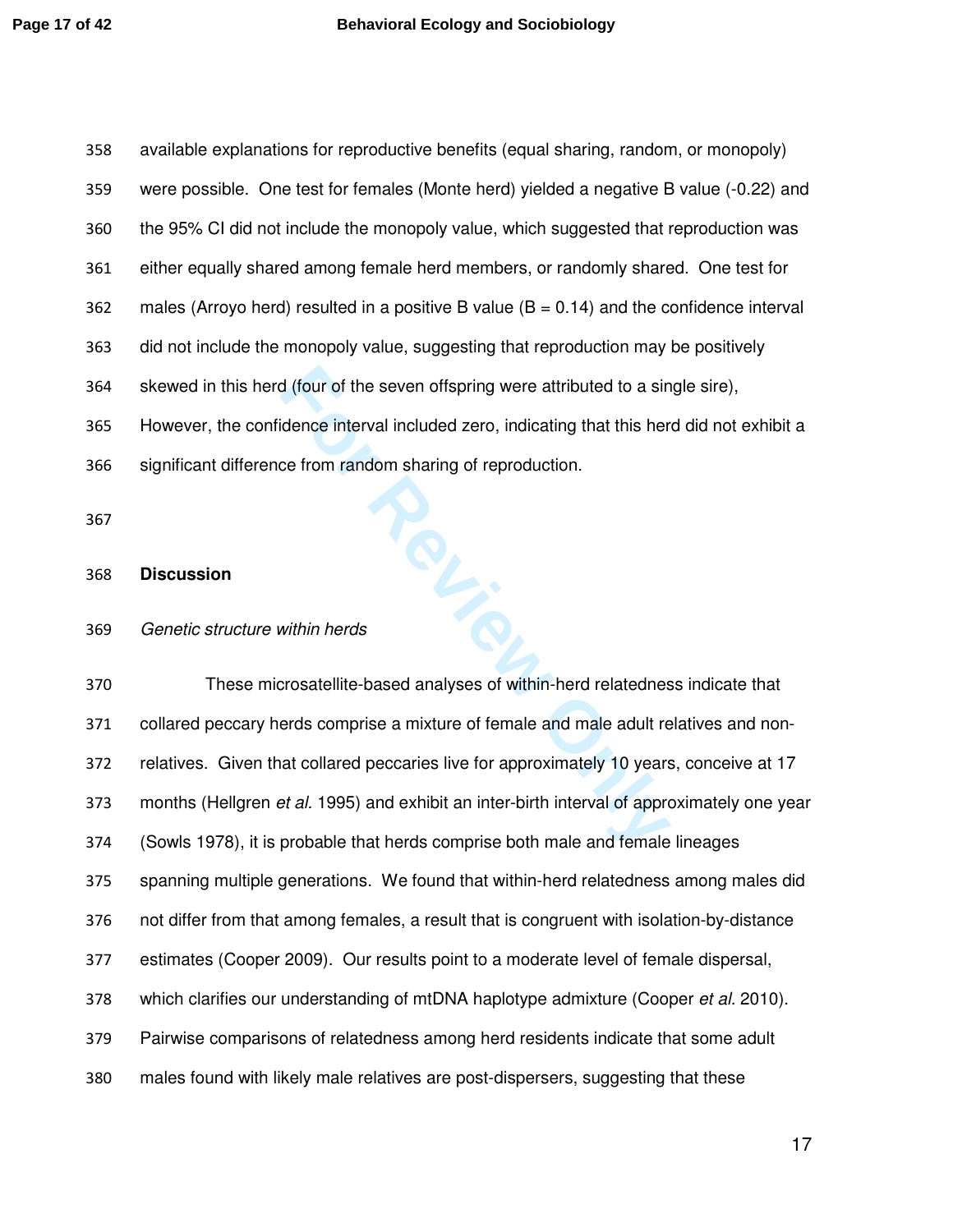available explanations for reproductive benefits (equal sharing, random, or monopoly) were possible. One test for females (Monte herd) yielded a negative B value (-0.22) and the 95% CI did not include the monopoly value, which suggested that reproduction was either equally shared among female herd members, or randomly shared. One test for males (Arroyo herd) resulted in a positive B value (B = 0.14) and the confidence interval did not include the monopoly value, suggesting that reproduction may be positively skewed in this herd (four of the seven offspring were attributed to a single sire), However, the confidence interval included zero, indicating that this herd did not exhibit a significant difference from random sharing of reproduction.

## Discussion

### *Genetic structure within herds*

These microsatellite-based analyses of within-herd relatedness indicate that collared peccary herds comprise a mixture of female and male adult relatives and non-relatives. Given that collared peccaries live for approximately 10 years, conceive at 17 months (Hellgren *et al.* 1995) and exhibit an inter-birth interval of approximately one year (Sowls 1978), it is probable that herds comprise both male and female lineages spanning multiple generations. We found that within-herd relatedness among males did not differ from that among females, a result that is congruent with isolation-by-distance estimates (Cooper 2009). Our results point to a moderate level of female dispersal, which clarifies our understanding of mtDNA haplotype admixture (Cooper *et al.* 2010). Pairwise comparisons of relatedness among herd residents indicate that some adult males found with likely male relatives are post-dispersers, suggesting that these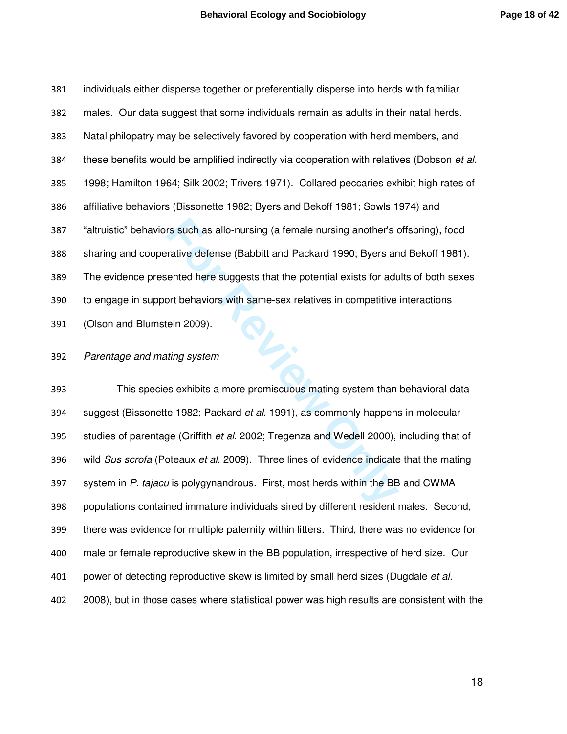individuals either disperse together or preferentially disperse into herds with familiar males. Our data suggest that some individuals remain as adults in their natal herds. Natal philopatry may be selectively favored by cooperation with herd members, and these benefits would be amplified indirectly via cooperation with relatives (Dobson *et al.* 1998; Hamilton 1964; Silk 2002; Trivers 1971). Collared peccaries exhibit high rates of affiliative behaviors (Bissonette 1982; Byers and Bekoff 1981; Sowls 1974) and "altruistic" behaviors such as allo-nursing (a female nursing another's offspring), food sharing and cooperative defense (Babbitt and Packard 1990; Byers and Bekoff 1981). The evidence presented here suggests that the potential exists for adults of both sexes to engage in support behaviors with same-sex relatives in competitive interactions (Olson and Blumstein 2009).

*Parentage and mating system*

This species exhibits a more promiscuous mating system than behavioral data suggest (Bissonette 1982; Packard *et al.* 1991), as commonly happens in molecular studies of parentage (Griffith *et al.* 2002; Tregenza and Wedell 2000), including that of wild *Sus scrofa* (Poteaux *et al.* 2009). Three lines of evidence indicate that the mating system in *P. tajacu* is polygynandrous. First, most herds within the BB and CWMA populations contained immature individuals sired by different resident males. Second, there was evidence for multiple paternity within litters. Third, there was no evidence for male or female reproductive skew in the BB population, irrespective of herd size. Our power of detecting reproductive skew is limited by small herd sizes (Dugdale *et al.* 2008), but in those cases where statistical power was high results are consistent with the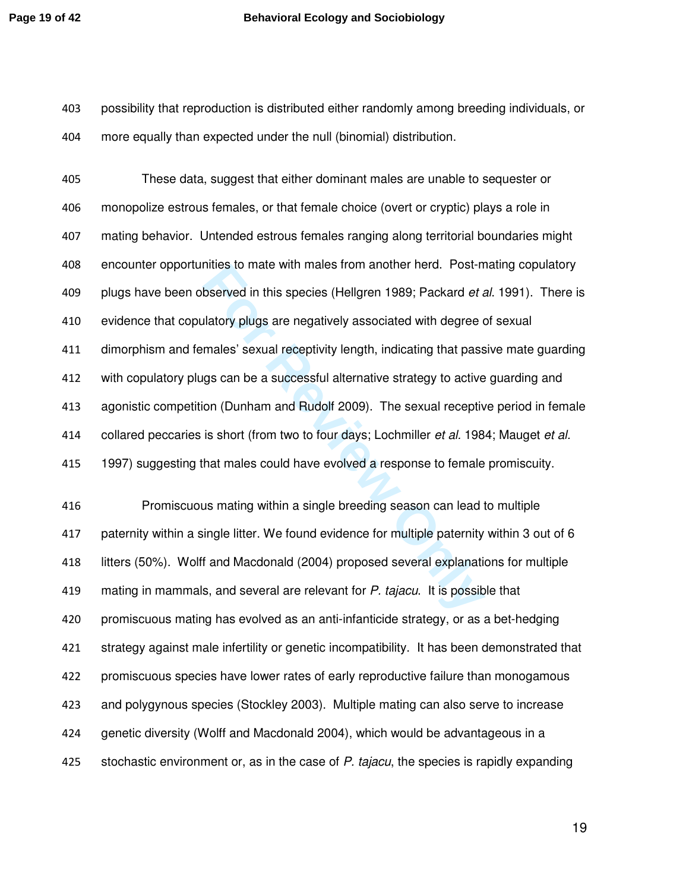possibility that reproduction is distributed either randomly among breeding individuals, or more equally than expected under the null (binomial) distribution.

These data, suggest that either dominant males are unable to sequester or monopolize estrous females, or that female choice (overt or cryptic) plays a role in mating behavior. Untended estrous females ranging along territorial boundaries might encounter opportunities to mate with males from another herd. Post-mating copulatory plugs have been observed in this species (Hellgren 1989; Packard *et al*. 1991). There is evidence that copulatory plugs are negatively associated with degree of sexual dimorphism and females' sexual receptivity length, indicating that passive mate guarding with copulatory plugs can be a successful alternative strategy to active guarding and agonistic competition (Dunham and Rudolf 2009). The sexual receptive period in female collared peccaries is short (from two to four days; Lochmiller *et al.* 1984; Mauget *et al.* 1997) suggesting that males could have evolved a response to female promiscuity.

Promiscuous mating within a single breeding season can lead to multiple paternity within a single litter. We found evidence for multiple paternity within 3 out of 6 litters (50%). Wolff and Macdonald (2004) proposed several explanations for multiple mating in mammals, and several are relevant for *P. tajacu*. It is possible that promiscuous mating has evolved as an anti-infanticide strategy, or as a bet-hedging strategy against male infertility or genetic incompatibility. It has been demonstrated that promiscuous species have lower rates of early reproductive failure than monogamous and polygynous species (Stockley 2003). Multiple mating can also serve to increase genetic diversity (Wolff and Macdonald 2004), which would be advantageous in a stochastic environment or, as in the case of *P. tajacu*, the species is rapidly expanding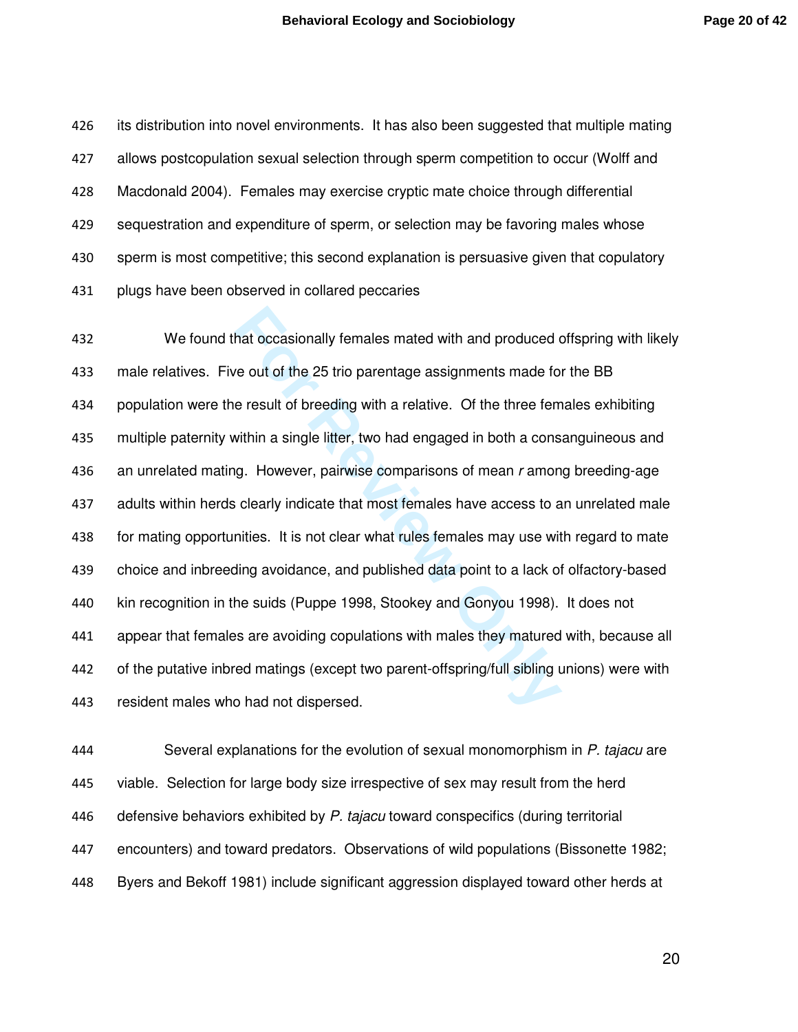its distribution into novel environments. It has also been suggested that multiple mating allows postcopulation sexual selection through sperm competition to occur (Wolff and Macdonald 2004). Females may exercise cryptic mate choice through differential sequestration and expenditure of sperm, or selection may be favoring males whose sperm is most competitive; this second explanation is persuasive given that copulatory plugs have been observed in collared peccaries

We found that occasionally females mated with and produced offspring with likely male relatives. Five out of the 25 trio parentage assignments made for the BB population were the result of breeding with a relative. Of the three females exhibiting multiple paternity within a single litter, two had engaged in both a consanguineous and an unrelated mating. However, pairwise comparisons of mean *r* among breeding-age adults within herds clearly indicate that most females have access to an unrelated male for mating opportunities. It is not clear what rules females may use with regard to mate choice and inbreeding avoidance, and published data point to a lack of olfactory-based kin recognition in the suids (Puppe 1998, Stookey and Gonyou 1998). It does not appear that females are avoiding copulations with males they matured with, because all of the putative inbred matings (except two parent-offspring/full sibling unions) were with resident males who had not dispersed.

Several explanations for the evolution of sexual monomorphism in *P. tajacu* are viable. Selection for large body size irrespective of sex may result from the herd defensive behaviors exhibited by *P. tajacu* toward conspecifics (during territorial encounters) and toward predators. Observations of wild populations (Bissonette 1982; Byers and Bekoff 1981) include significant aggression displayed toward other herds at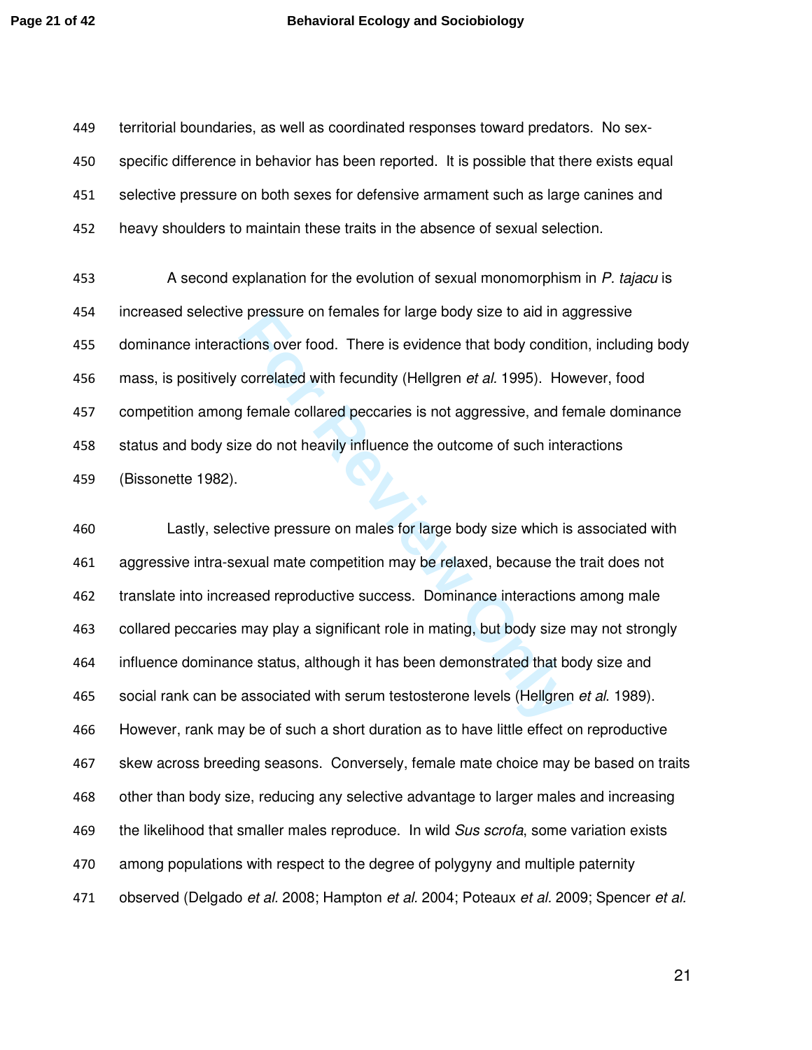territorial boundaries, as well as coordinated responses toward predators. No sex-specific difference in behavior has been reported. It is possible that there exists equal selective pressure on both sexes for defensive armament such as large canines and heavy shoulders to maintain these traits in the absence of sexual selection.

A second explanation for the evolution of sexual monomorphism in *P. tajacu* is increased selective pressure on females for large body size to aid in aggressive dominance interactions over food. There is evidence that body condition, including body mass, is positively correlated with fecundity (Hellgren *et al.* 1995). However, food competition among female collared peccaries is not aggressive, and female dominance status and body size do not heavily influence the outcome of such interactions (Bissonette 1982).

Lastly, selective pressure on males for large body size which is associated with aggressive intra-sexual mate competition may be relaxed, because the trait does not translate into increased reproductive success. Dominance interactions among male collared peccaries may play a significant role in mating, but body size may not strongly influence dominance status, although it has been demonstrated that body size and social rank can be associated with serum testosterone levels (Hellgren *et al.* 1989). However, rank may be of such a short duration as to have little effect on reproductive skew across breeding seasons. Conversely, female mate choice may be based on traits other than body size, reducing any selective advantage to larger males and increasing the likelihood that smaller males reproduce. In wild *Sus scrofa*, some variation exists among populations with respect to the degree of polygyny and multiple paternity observed (Delgado *et al.* 2008; Hampton *et al.* 2004; Poteaux *et al.* 2009; Spencer *et al.*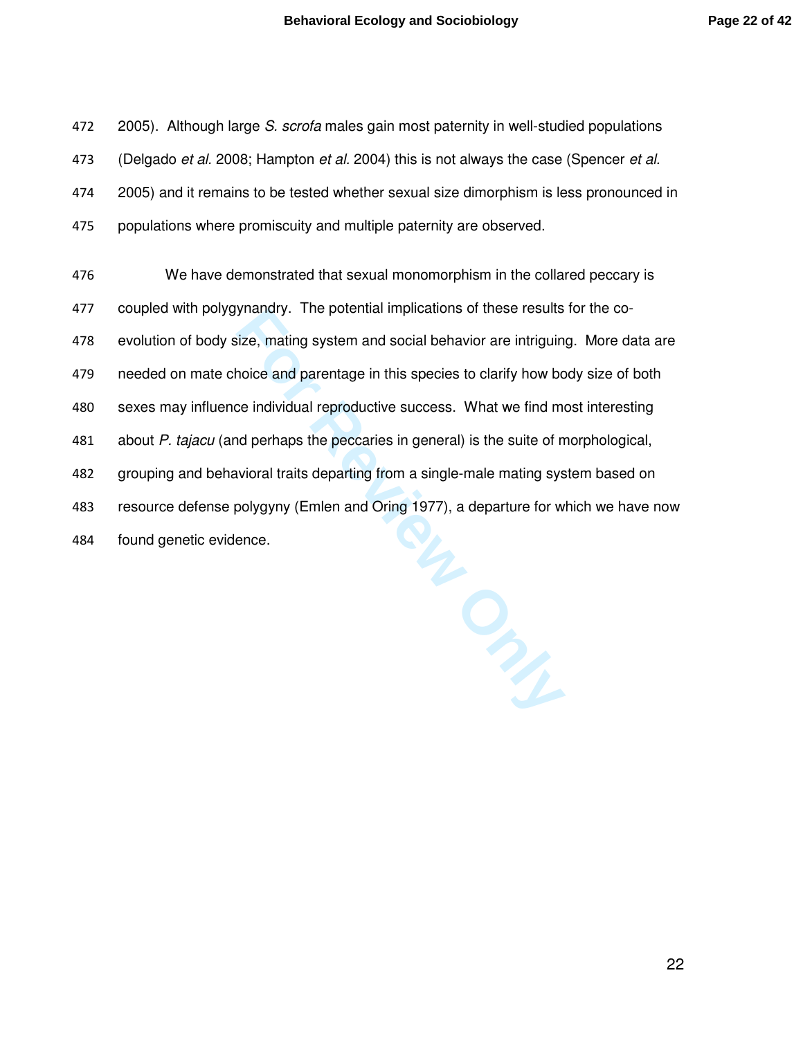2005). Although large *S. scrofa* males gain most paternity in well-studied populations (Delgado *et al.* 2008; Hampton *et al.* 2004) this is not always the case (Spencer *et al.* 2005) and it remains to be tested whether sexual size dimorphism is less pronounced in populations where promiscuity and multiple paternity are observed.

We have demonstrated that sexual monomorphism in the collared peccary is coupled with polygynandry. The potential implications of these results for the co-evolution of body size, mating system and social behavior are intriguing. More data are needed on mate choice and parentage in this species to clarify how body size of both sexes may influence individual reproductive success. What we find most interesting about *P. tajacu* (and perhaps the peccaries in general) is the suite of morphological, grouping and behavioral traits departing from a single-male mating system based on resource defense polygyny (Emlen and Oring 1977), a departure for which we have now found genetic evidence.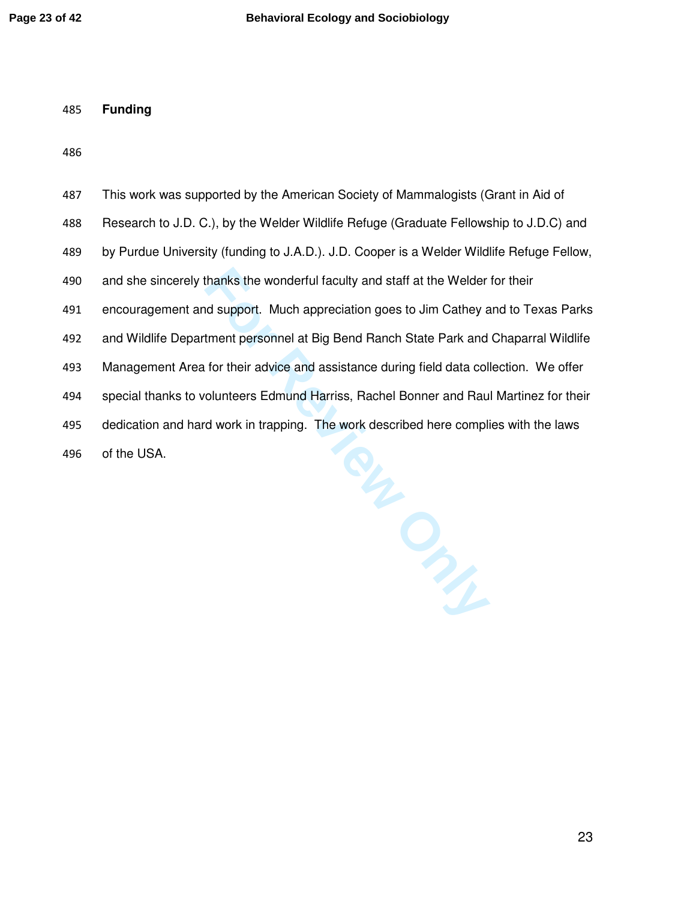## Funding

This work was supported by the American Society of Mammalogists (Grant in Aid of Research to J.D. C.), by the Welder Wildlife Refuge (Graduate Fellowship to J.D.C) and by Purdue University (funding to J.A.D.). J.D. Cooper is a Welder Wildlife Refuge Fellow, and she sincerely thanks the wonderful faculty and staff at the Welder for their encouragement and support. Much appreciation goes to Jim Cathey and to Texas Parks and Wildlife Department personnel at Big Bend Ranch State Park and Chaparral Wildlife Management Area for their advice and assistance during field data collection. We offer special thanks to volunteers Edmund Harriss, Rachel Bonner and Raul Martinez for their dedication and hard work in trapping. The work described here complies with the laws of the USA.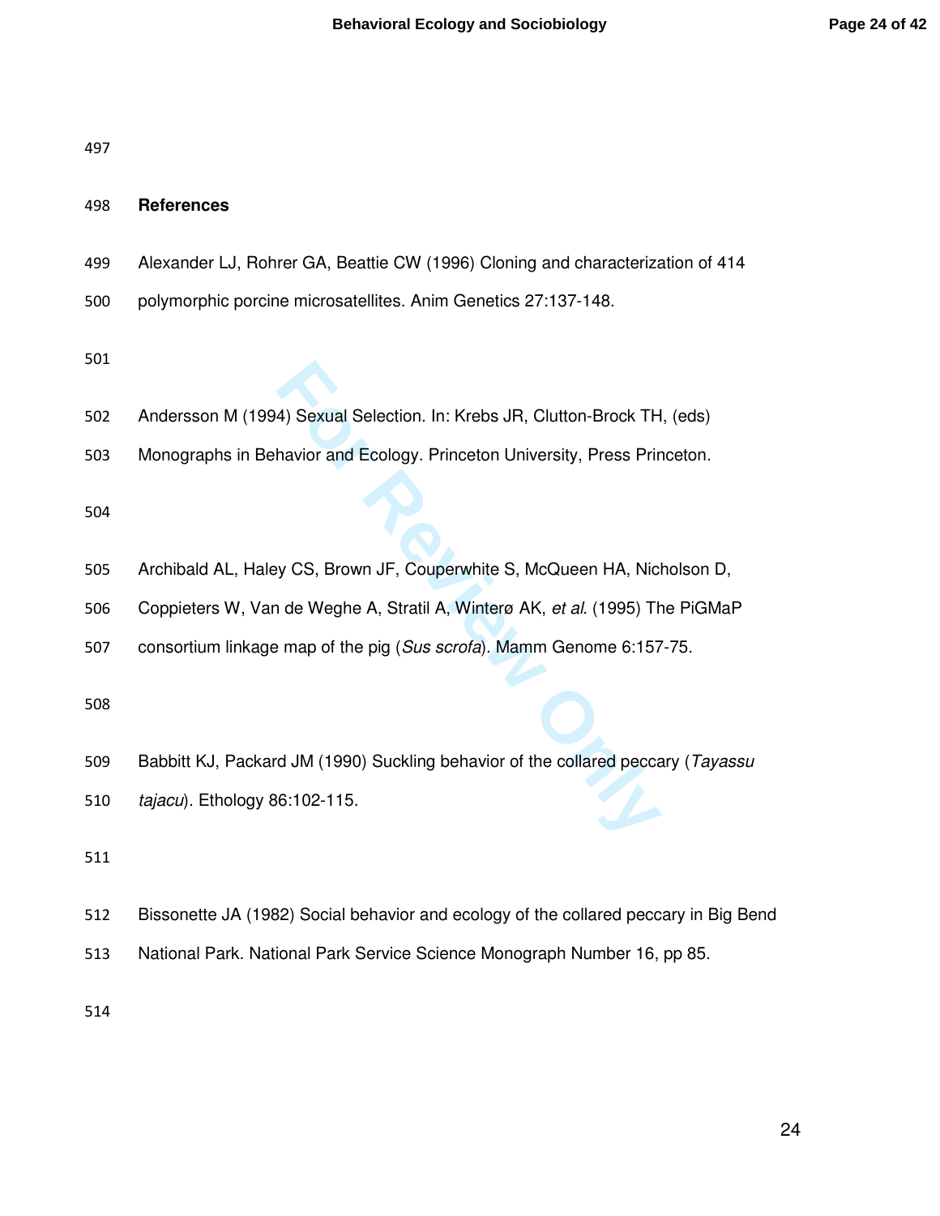## References

Alexander LJ, Rohrer GA, Beattie CW (1996) Cloning and characterization of 414 polymorphic porcine microsatellites. Anim Genetics 27:137-148.

Andersson M (1994) Sexual Selection. In: Krebs JR, Clutton-Brock TH, (eds) Monographs in Behavior and Ecology. Princeton University, Press Princeton.

Archibald AL, Haley CS, Brown JF, Couperwhite S, McQueen HA, Nicholson D, Coppieters W, Van de Weghe A, Stratil A, Winterø AK, *et al*. (1995) The PiGMaP consortium linkage map of the pig (*Sus scrofa*). Mamm Genome 6:157-75.

Babbitt KJ, Packard JM (1990) Suckling behavior of the collared peccary (*Tayassu tajacu*). Ethology 86:102-115.

Bissonette JA (1982) Social behavior and ecology of the collared peccary in Big Bend National Park. National Park Service Science Monograph Number 16, pp 85.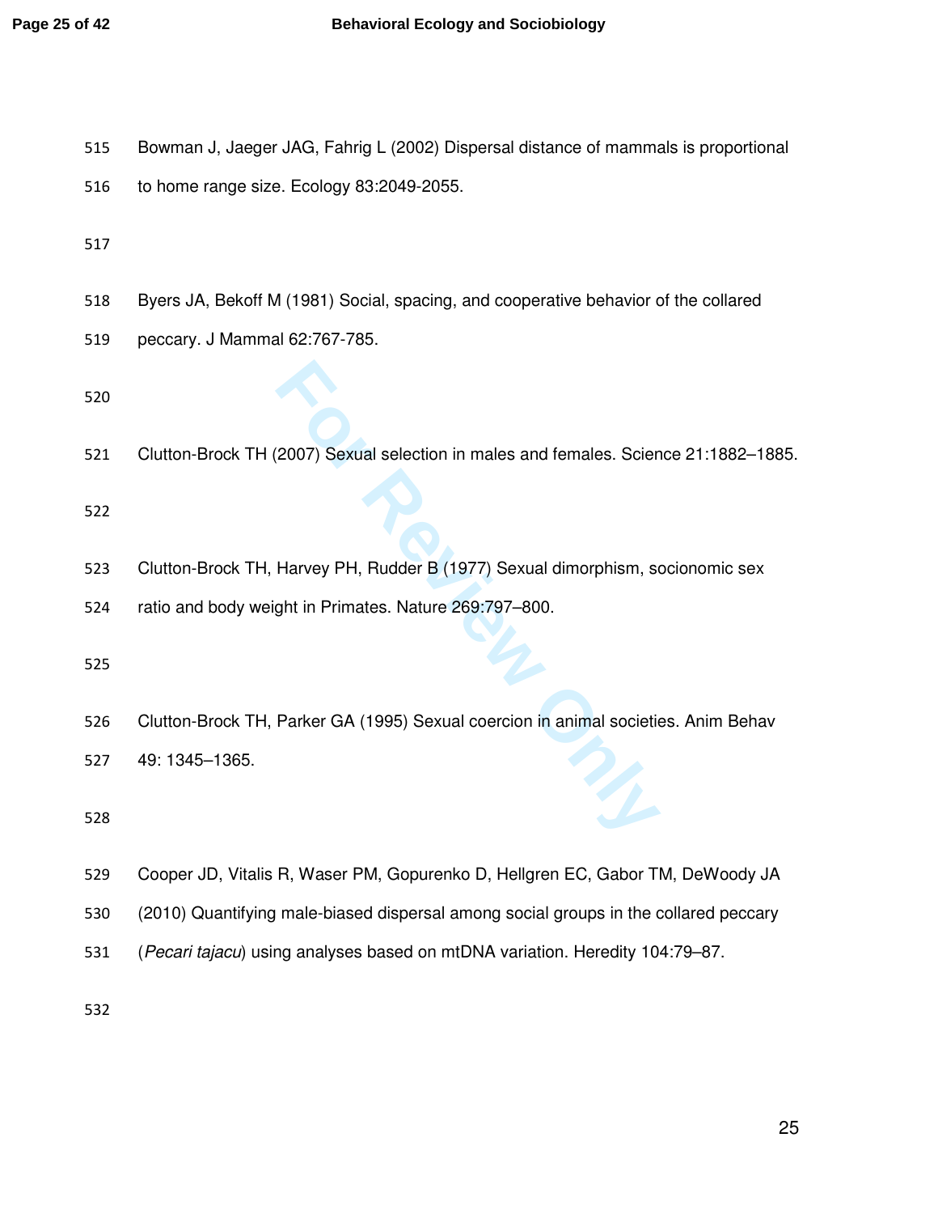515 Bowman J, Jaeger JAG, Fahrig L (2002) Dispersal distance of mammals is proportional

516 to home range size. Ecology 83:2049-2055.

517

518 Byers JA, Bekoff M (1981) Social, spacing, and cooperative behavior of the collared

519 peccary. J Mammal 62:767-785.

520

521 Clutton-Brock TH (2007) Sexual selection in males and females. Science 21:1882–1885.

522

523 Clutton-Brock TH, Harvey PH, Rudder B (1977) Sexual dimorphism, socionomic sex

524 ratio and body weight in Primates. Nature 269:797–800.

525

526 Clutton-Brock TH, Parker GA (1995) Sexual coercion in animal societies. Anim Behav

527 49: 1345–1365.

528

529 Cooper JD, Vitalis R, Waser PM, Gopurenko D, Hellgren EC, Gabor TM, DeWoody JA

530 (2010) Quantifying male-biased dispersal among social groups in the collared peccary

531 (*Pecari tajacu*) using analyses based on mtDNA variation. Heredity 104:79–87.

532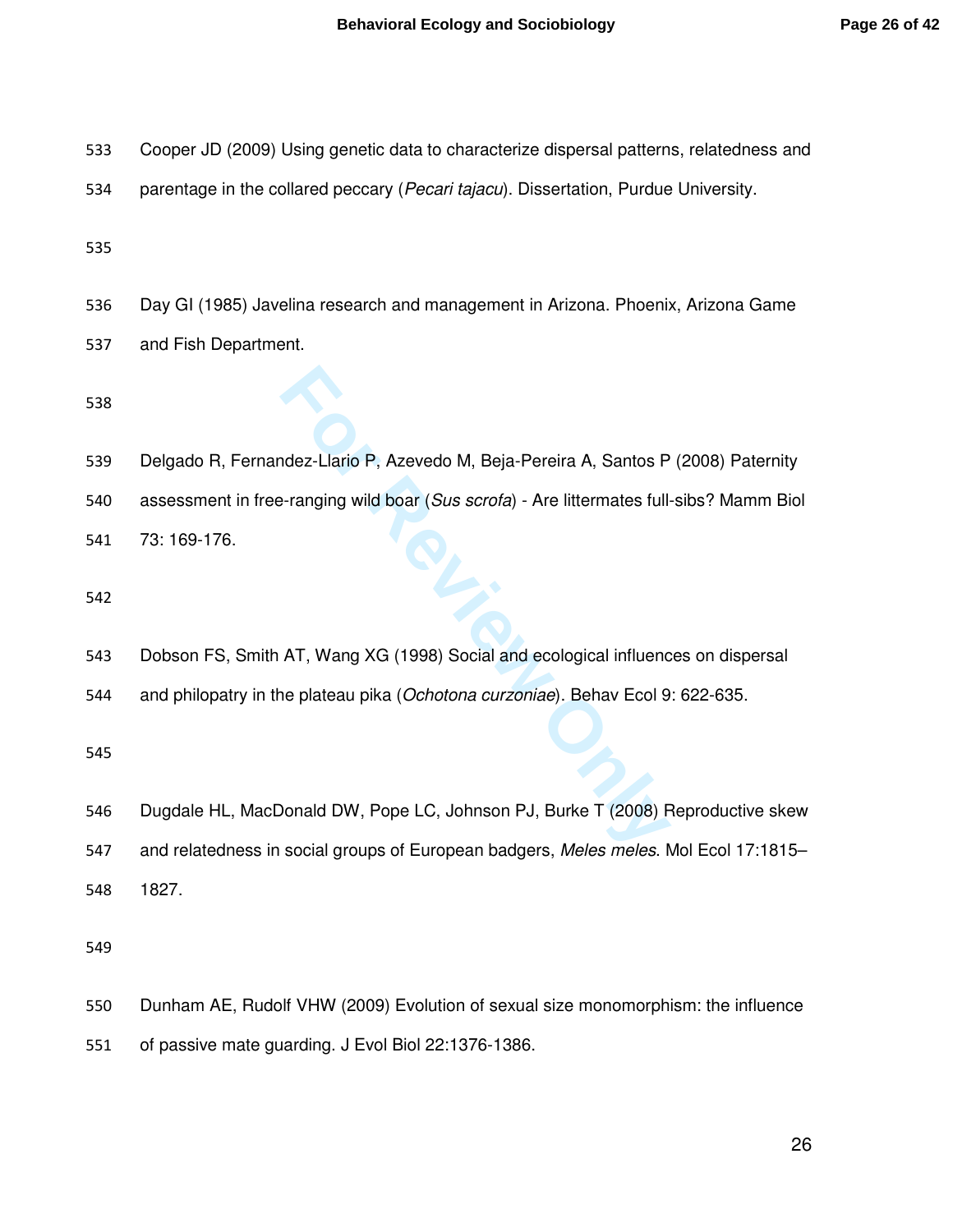Cooper JD (2009) Using genetic data to characterize dispersal patterns, relatedness and parentage in the collared peccary (*Pecari tajacu*). Dissertation, Purdue University.

Day GI (1985) Javelina research and management in Arizona. Phoenix, Arizona Game and Fish Department.

Delgado R, Fernandez-Llario P, Azevedo M, Beja-Pereira A, Santos P (2008) Paternity assessment in free-ranging wild boar (*Sus scrofa*) - Are littermates full-sibs? Mamm Biol 73: 169-176.

Dobson FS, Smith AT, Wang XG (1998) Social and ecological influences on dispersal and philopatry in the plateau pika (*Ochotona curzoniae*). Behav Ecol 9: 622-635.

Dugdale HL, MacDonald DW, Pope LC, Johnson PJ, Burke T (2008) Reproductive skew and relatedness in social groups of European badgers, *Meles meles*. Mol Ecol 17:1815–1827.

Dunham AE, Rudolf VHW (2009) Evolution of sexual size monomorphism: the influence of passive mate guarding. J Evol Biol 22:1376-1386.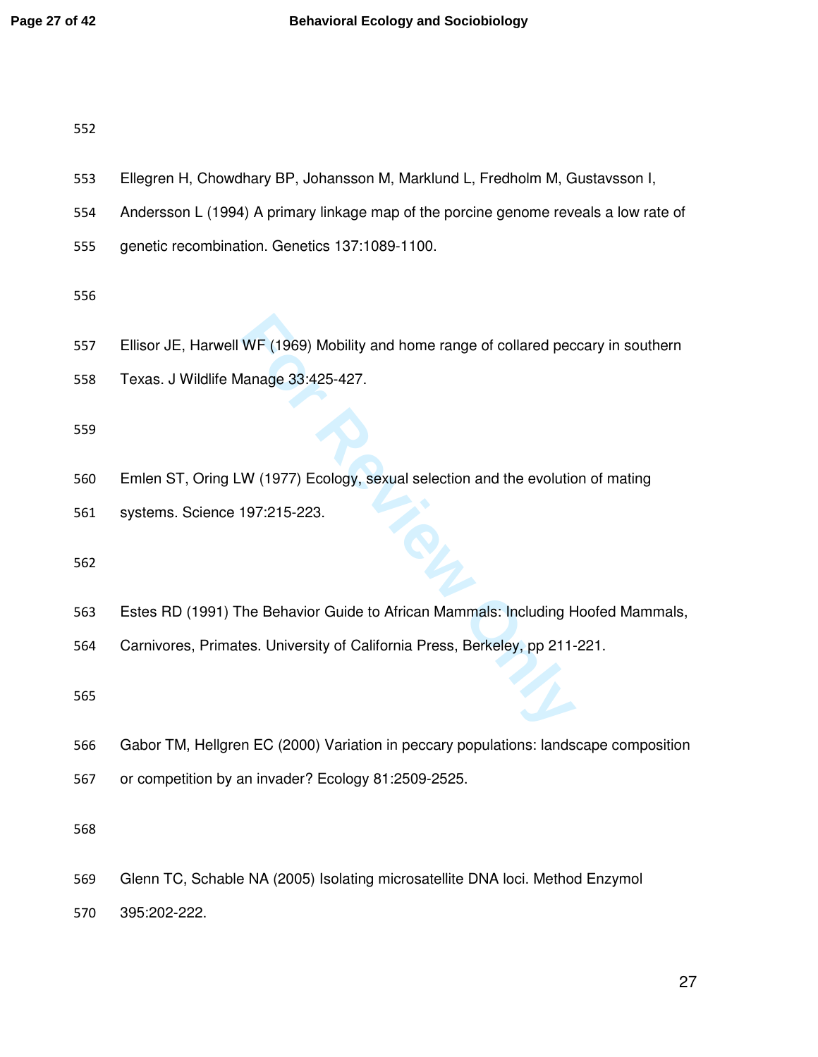Ellegren H, Chowdhary BP, Johansson M, Marklund L, Fredholm M, Gustavsson I, Andersson L (1994) A primary linkage map of the porcine genome reveals a low rate of genetic recombination. Genetics 137:1089-1100.

Ellisor JE, Harwell WF (1969) Mobility and home range of collared peccary in southern Texas. J Wildlife Manage 33:425-427.

Emlen ST, Oring LW (1977) Ecology, sexual selection and the evolution of mating systems. Science 197:215-223.

Estes RD (1991) The Behavior Guide to African Mammals: Including Hoofed Mammals, Carnivores, Primates. University of California Press, Berkeley, pp 211-221.

Gabor TM, Hellgren EC (2000) Variation in peccary populations: landscape composition or competition by an invader? Ecology 81:2509-2525.

Glenn TC, Schable NA (2005) Isolating microsatellite DNA loci. Method Enzymol 395:202-222.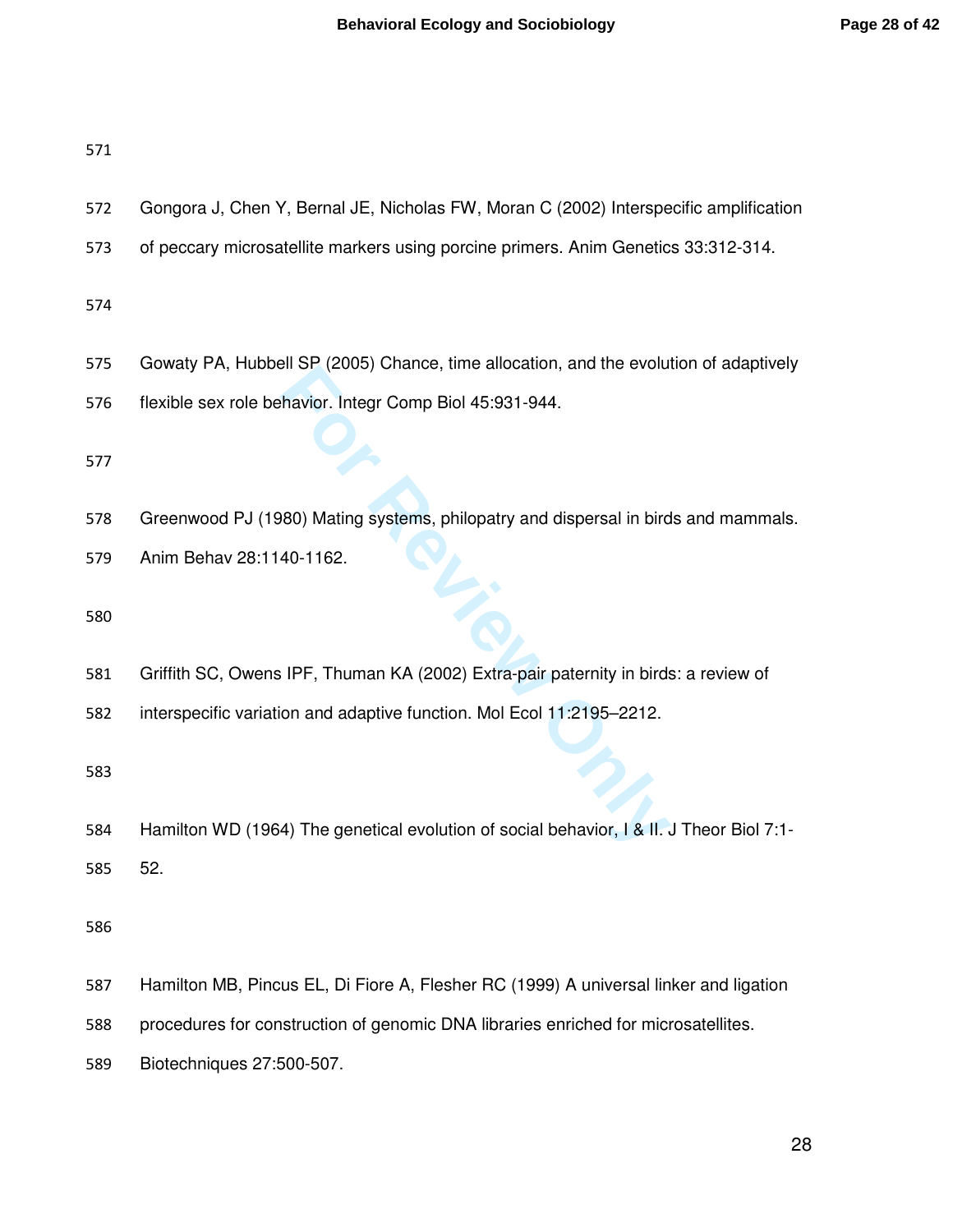Gongora J, Chen Y, Bernal JE, Nicholas FW, Moran C (2002) Interspecific amplification of peccary microsatellite markers using porcine primers. Anim Genetics 33:312-314.

Gowaty PA, Hubbell SP (2005) Chance, time allocation, and the evolution of adaptively flexible sex role behavior. Integr Comp Biol 45:931-944.

Greenwood PJ (1980) Mating systems, philopatry and dispersal in birds and mammals. Anim Behav 28:1140-1162.

Griffith SC, Owens IPF, Thuman KA (2002) Extra-pair paternity in birds: a review of interspecific variation and adaptive function. Mol Ecol 11:2195–2212.

Hamilton WD (1964) The genetical evolution of social behavior, I & II. J Theor Biol 7:1-52.

Hamilton MB, Pincus EL, Di Fiore A, Flesher RC (1999) A universal linker and ligation procedures for construction of genomic DNA libraries enriched for microsatellites. Biotechniques 27:500-507.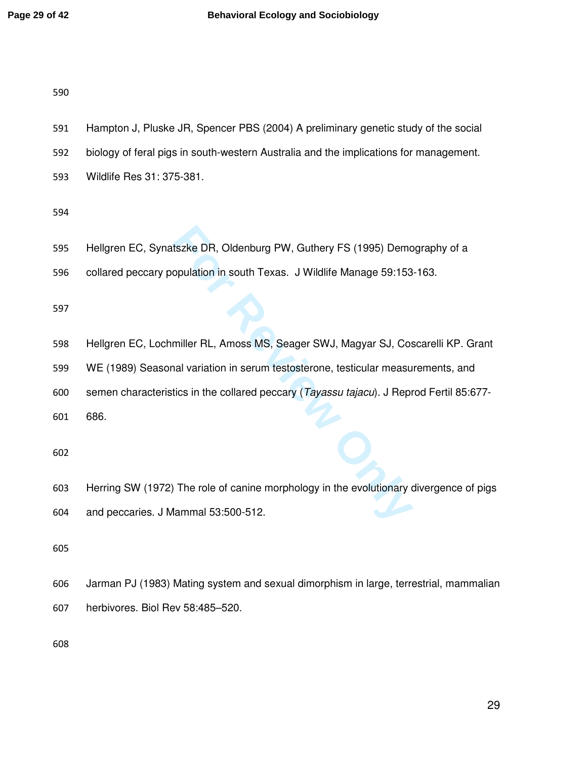Hampton J, Pluske JR, Spencer PBS (2004) A preliminary genetic study of the social biology of feral pigs in south-western Australia and the implications for management. Wildlife Res 31: 375-381.

Hellgren EC, Synatszke DR, Oldenburg PW, Guthery FS (1995) Demography of a collared peccary population in south Texas. J Wildlife Manage 59:153-163.

Hellgren EC, Lochmiller RL, Amoss MS, Seager SWJ, Magyar SJ, Coscarelli KP. Grant WE (1989) Seasonal variation in serum testosterone, testicular measurements, and semen characteristics in the collared peccary (*Tayassu tajacu*). J Reprod Fertil 85:677-686.

Herring SW (1972) The role of canine morphology in the evolutionary divergence of pigs and peccaries. J Mammal 53:500-512.

Jarman PJ (1983) Mating system and sexual dimorphism in large, terrestrial, mammalian herbivores. Biol Rev 58:485–520.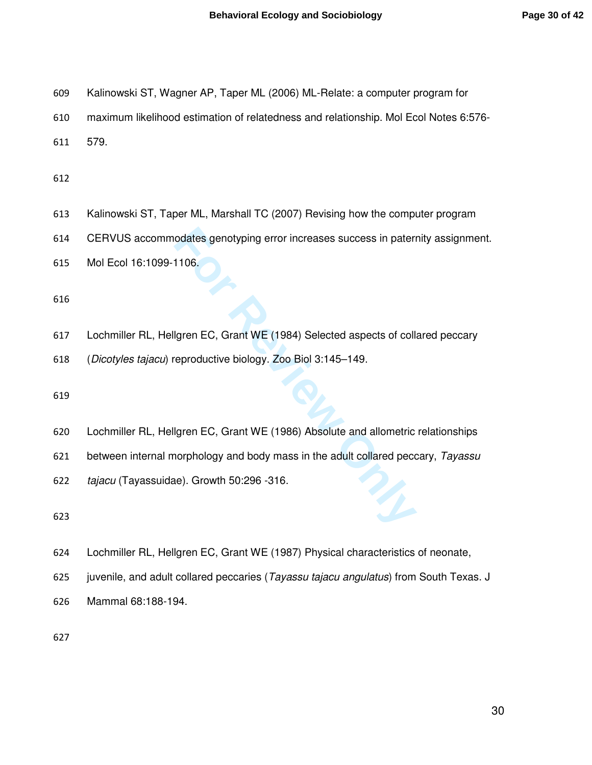Kalinowski ST, Wagner AP, Taper ML (2006) ML-Relate: a computer program for maximum likelihood estimation of relatedness and relationship. Mol Ecol Notes 6:576-579.

Kalinowski ST, Taper ML, Marshall TC (2007) Revising how the computer program CERVUS accommodates genotyping error increases success in paternity assignment. Mol Ecol 16:1099-1106.

Lochmiller RL, Hellgren EC, Grant WE (1984) Selected aspects of collared peccary (*Dicotyles tajacu*) reproductive biology. Zoo Biol 3:145–149.

Lochmiller RL, Hellgren EC, Grant WE (1986) Absolute and allometric relationships between internal morphology and body mass in the adult collared peccary, *Tayassu tajacu* (Tayassuidae). Growth 50:296 -316.

Lochmiller RL, Hellgren EC, Grant WE (1987) Physical characteristics of neonate, juvenile, and adult collared peccaries (*Tayassu tajacu angulatus*) from South Texas. J Mammal 68:188-194.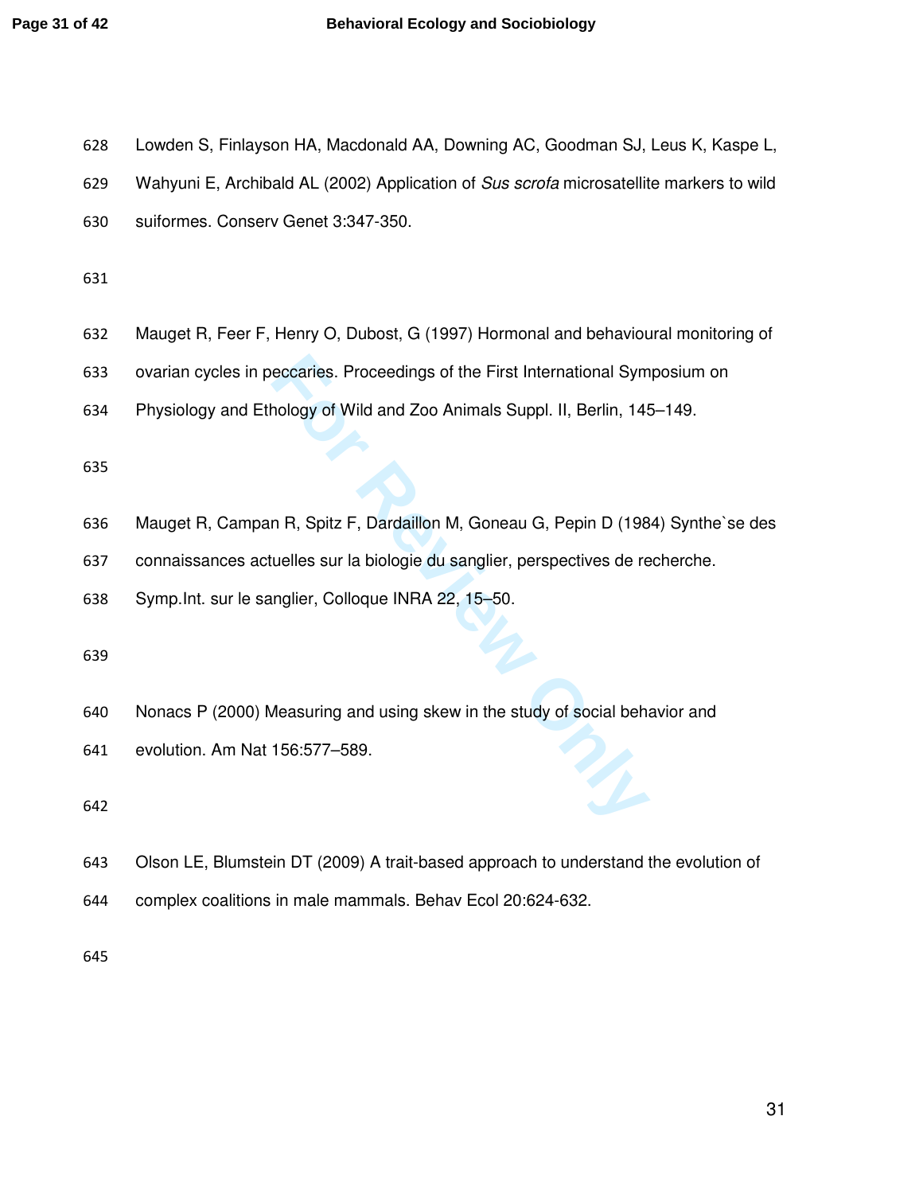Lowden S, Finlayson HA, Macdonald AA, Downing AC, Goodman SJ, Leus K, Kaspe L, Wahyuni E, Archibald AL (2002) Application of *Sus scrofa* microsatellite markers to wild suiformes. Conserv Genet 3:347-350.

Mauget R, Feer F, Henry O, Dubost, G (1997) Hormonal and behavioural monitoring of ovarian cycles in peccaries. Proceedings of the First International Symposium on Physiology and Ethology of Wild and Zoo Animals Suppl. II, Berlin, 145–149.

Mauget R, Campan R, Spitz F, Dardaillon M, Goneau G, Pepin D (1984) Synthe`se des connaissances actuelles sur la biologie du sanglier, perspectives de recherche. Symp.Int. sur le sanglier, Colloque INRA 22, 15–50.

Nonacs P (2000) Measuring and using skew in the study of social behavior and evolution. Am Nat 156:577–589.

Olson LE, Blumstein DT (2009) A trait-based approach to understand the evolution of complex coalitions in male mammals. Behav Ecol 20:624-632.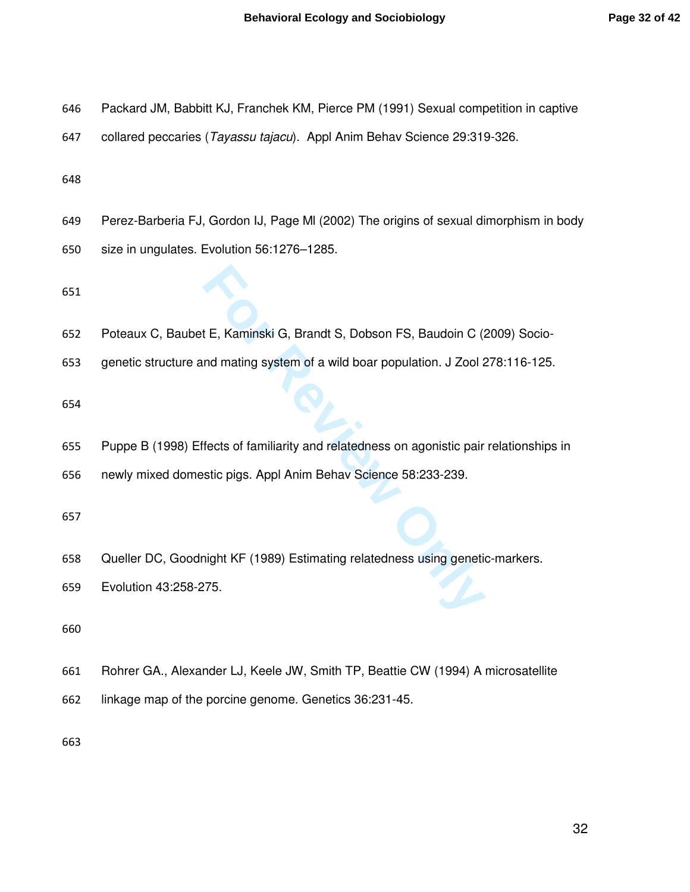Packard JM, Babbitt KJ, Franchek KM, Pierce PM (1991) Sexual competition in captive collared peccaries (*Tayassu tajacu*). Appl Anim Behav Science 29:319-326.

Perez-Barberia FJ, Gordon IJ, Page MI (2002) The origins of sexual dimorphism in body size in ungulates. Evolution 56:1276–1285.

Poteaux C, Baubet E, Kaminski G, Brandt S, Dobson FS, Baudoin C (2009) Socio-genetic structure and mating system of a wild boar population. J Zool 278:116-125.

Puppe B (1998) Effects of familiarity and relatedness on agonistic pair relationships in newly mixed domestic pigs. Appl Anim Behav Science 58:233-239.

Queller DC, Goodnight KF (1989) Estimating relatedness using genetic-markers. Evolution 43:258-275.

Rohrer GA., Alexander LJ, Keele JW, Smith TP, Beattie CW (1994) A microsatellite linkage map of the porcine genome. Genetics 36:231-45.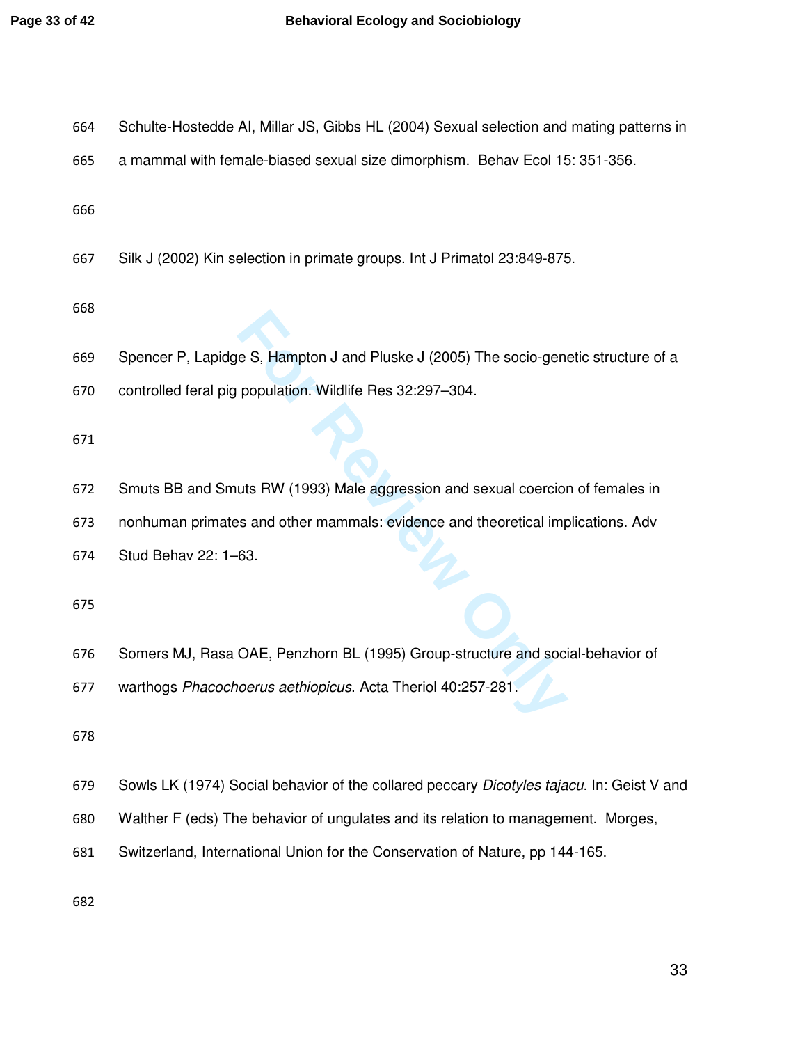Schulte-Hostedde AI, Millar JS, Gibbs HL (2004) Sexual selection and mating patterns in a mammal with female-biased sexual size dimorphism. Behav Ecol 15: 351-356.

Silk J (2002) Kin selection in primate groups. Int J Primatol 23:849-875.

Spencer P, Lapidge S, Hampton J and Pluske J (2005) The socio-genetic structure of a controlled feral pig population. Wildlife Res 32:297–304.

Smuts BB and Smuts RW (1993) Male aggression and sexual coercion of females in nonhuman primates and other mammals: evidence and theoretical implications. Adv Stud Behav 22: 1–63.

Somers MJ, Rasa OAE, Penzhorn BL (1995) Group-structure and social-behavior of warthogs *Phacochoerus aethiopicus*. Acta Theriol 40:257-281.

Sowls LK (1974) Social behavior of the collared peccary *Dicotyles tajacu*. In: Geist V and Walther F (eds) The behavior of ungulates and its relation to management. Morges, Switzerland, International Union for the Conservation of Nature, pp 144-165.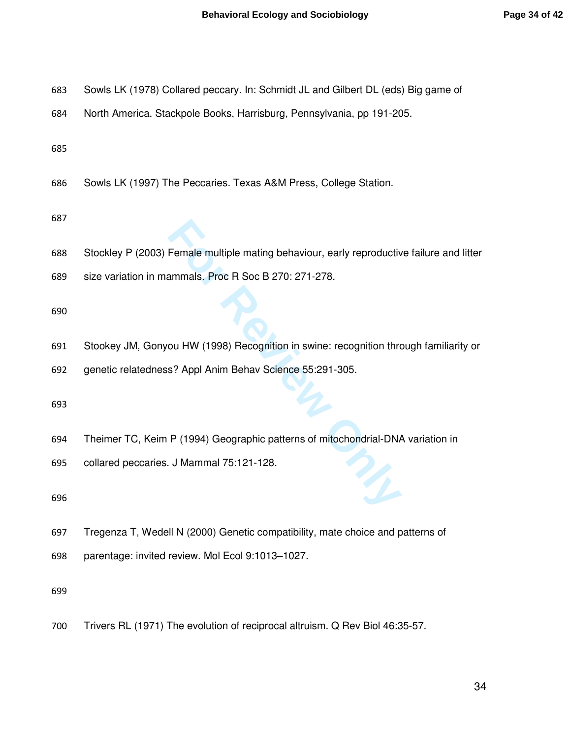Sowls LK (1978) Collared peccary. In: Schmidt JL and Gilbert DL (eds) Big game of North America. Stackpole Books, Harrisburg, Pennsylvania, pp 191-205.

Sowls LK (1997) The Peccaries. Texas A&M Press, College Station.

Stockley P (2003) Female multiple mating behaviour, early reproductive failure and litter size variation in mammals. Proc R Soc B 270: 271-278.

Stookey JM, Gonyou HW (1998) Recognition in swine: recognition through familiarity or genetic relatedness? Appl Anim Behav Science 55:291-305.

Theimer TC, Keim P (1994) Geographic patterns of mitochondrial-DNA variation in collared peccaries. J Mammal 75:121-128.

Tregenza T, Wedell N (2000) Genetic compatibility, mate choice and patterns of parentage: invited review. Mol Ecol 9:1013–1027.

Trivers RL (1971) The evolution of reciprocal altruism. Q Rev Biol 46:35-57.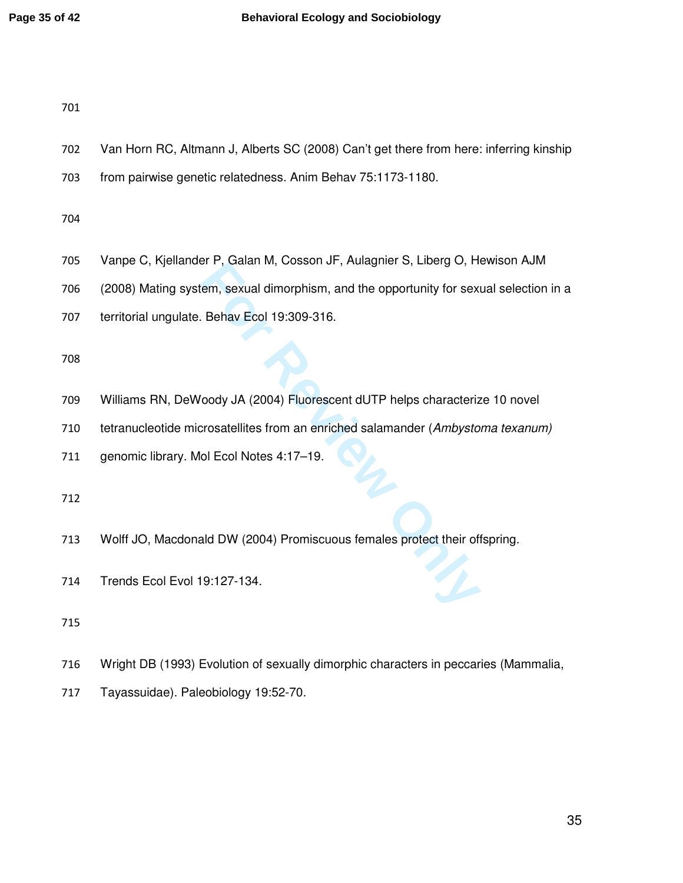701

702 Van Horn RC, Altmann J, Alberts SC (2008) Can't get there from here: inferring kinship

703 from pairwise genetic relatedness. Anim Behav 75:1173-1180.

704

705 Vanpe C, Kjellander P, Galan M, Cosson JF, Aulagnier S, Liberg O, Hewison AJM

706 (2008) Mating system, sexual dimorphism, and the opportunity for sexual selection in a

707 territorial ungulate. Behav Ecol 19:309-316.

708

709 Williams RN, DeWoody JA (2004) Fluorescent dUTP helps characterize 10 novel

710 tetranucleotide microsatellites from an enriched salamander (*Ambystoma texanum)*

711 genomic library. Mol Ecol Notes 4:17–19.

712

713 Wolff JO, Macdonald DW (2004) Promiscuous females protect their offspring.

714 Trends Ecol Evol 19:127-134.

715

716 Wright DB (1993) Evolution of sexually dimorphic characters in peccaries (Mammalia,

717 Tayassuidae). Paleobiology 19:52-70.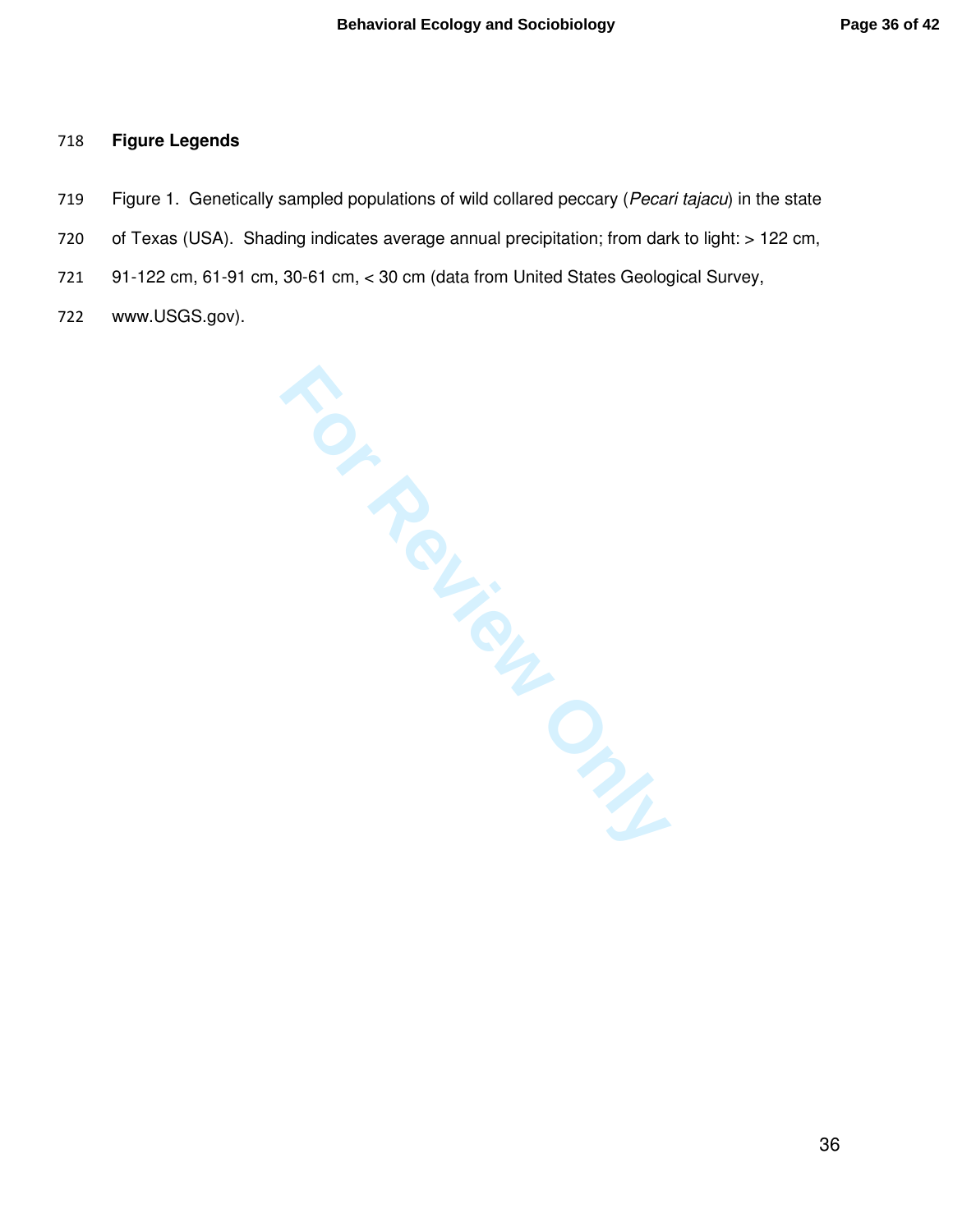## Figure Legends

Figure 1. Genetically sampled populations of wild collared peccary (*Pecari tajacu*) in the state of Texas (USA). Shading indicates average annual precipitation; from dark to light: > 122 cm, 91-122 cm, 61-91 cm, 30-61 cm, < 30 cm (data from United States Geological Survey, www.USGS.gov).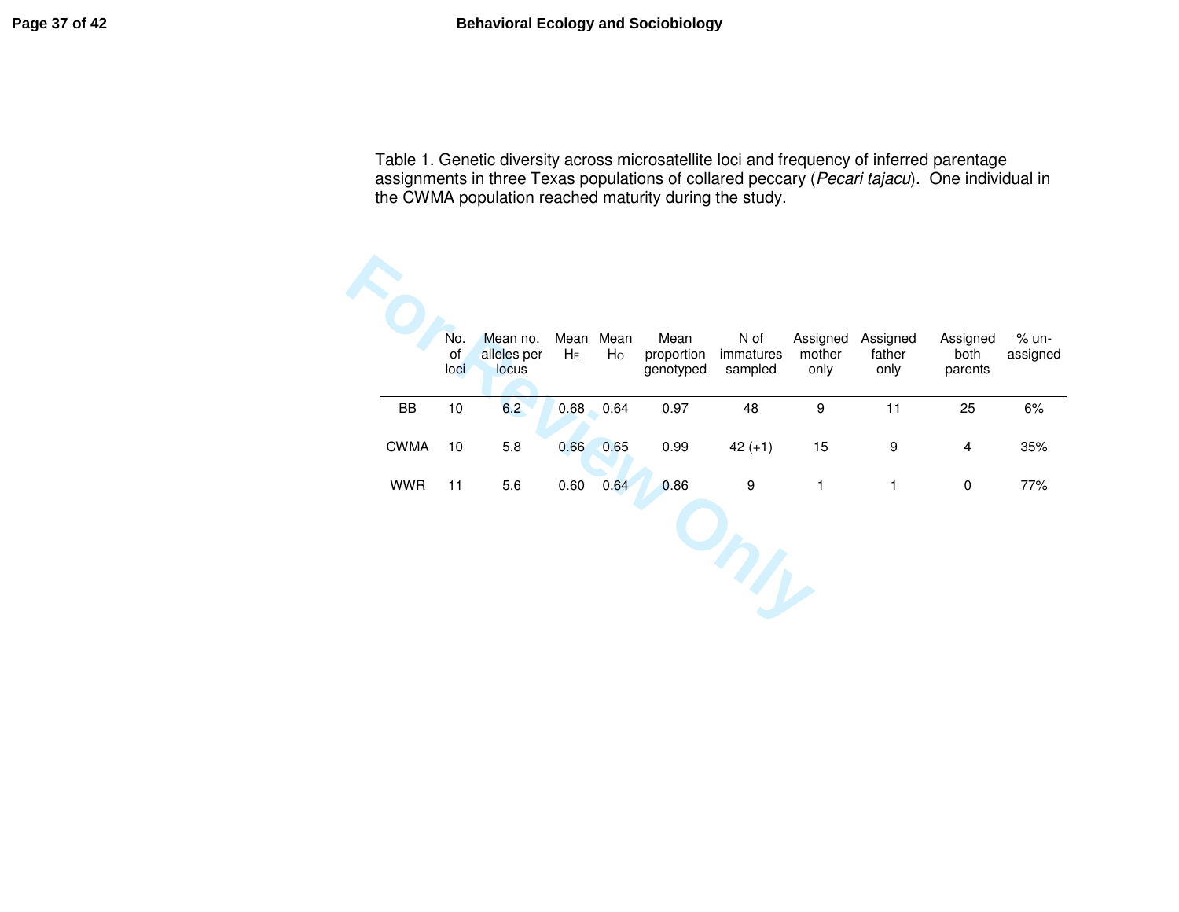Table 1. Genetic diversity across microsatellite loci and frequency of inferred parentage assignments in three Texas populations of collared peccary (*Pecari tajacu*). One individual in the CWMA population reached maturity during the study.

| | No. of loci | Mean no. alleles per locus | Mean $H_E$ | Mean $H_O$ | Mean proportion genotyped | N of immatures sampled | Assigned mother only | Assigned father only | Assigned both parents | % un-assigned |
|---|---|---|---|---|---|---|---|---|---|---|
| BB | 10 | 6.2 | 0.68 | 0.64 | 0.97 | 48 | 9 | 11 | 25 | 6% |
| CWMA | 10 | 5.8 | 0.66 | 0.65 | 0.99 | 42 (+1) | 15 | 9 | 4 | 35% |
| WWR | 11 | 5.6 | 0.60 | 0.64 | 0.86 | 9 | 1 | 1 | 0 | 77% |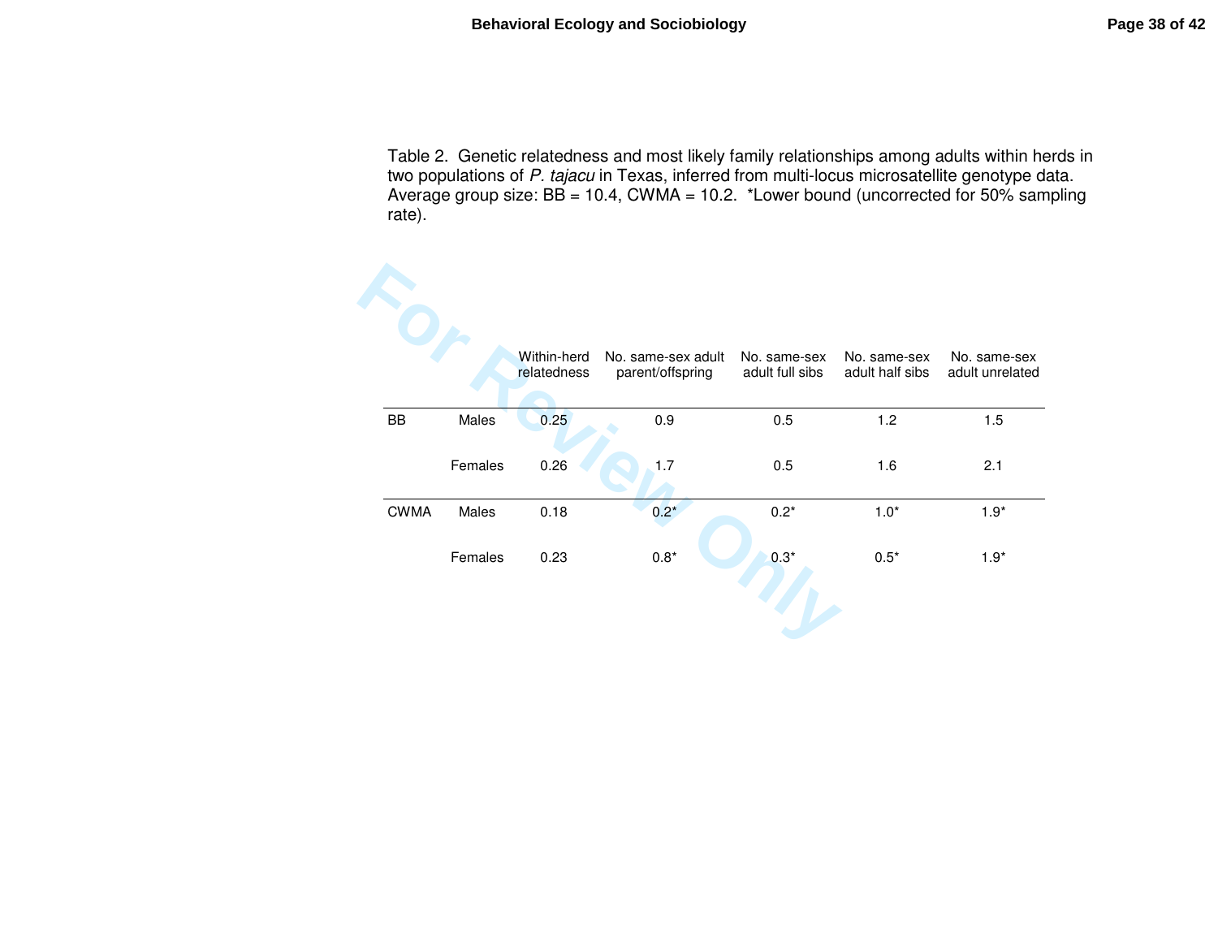Table 2. Genetic relatedness and most likely family relationships among adults within herds in two populations of *P. tajacu* in Texas, inferred from multi-locus microsatellite genotype data. Average group size: BB = 10.4, CWMA = 10.2. *Lower bound (uncorrected for 50% sampling rate).

| | | Within-herd relatedness | No. same-sex adult parent/offspring | No. same-sex adult full sibs | No. same-sex adult half sibs | No. same-sex adult unrelated |
|---|---|---|---|---|---|---|
| BB | Males | 0.25 | 0.9 | 0.5 | 1.2 | 1.5 |
| | Females | 0.26 | 1.7 | 0.5 | 1.6 | 2.1 |
| CWMA | Males | 0.18 | 0.2* | 0.2* | 1.0* | 1.9* |
| | Females | 0.23 | 0.8* | 0.3* | 0.5* | 1.9* |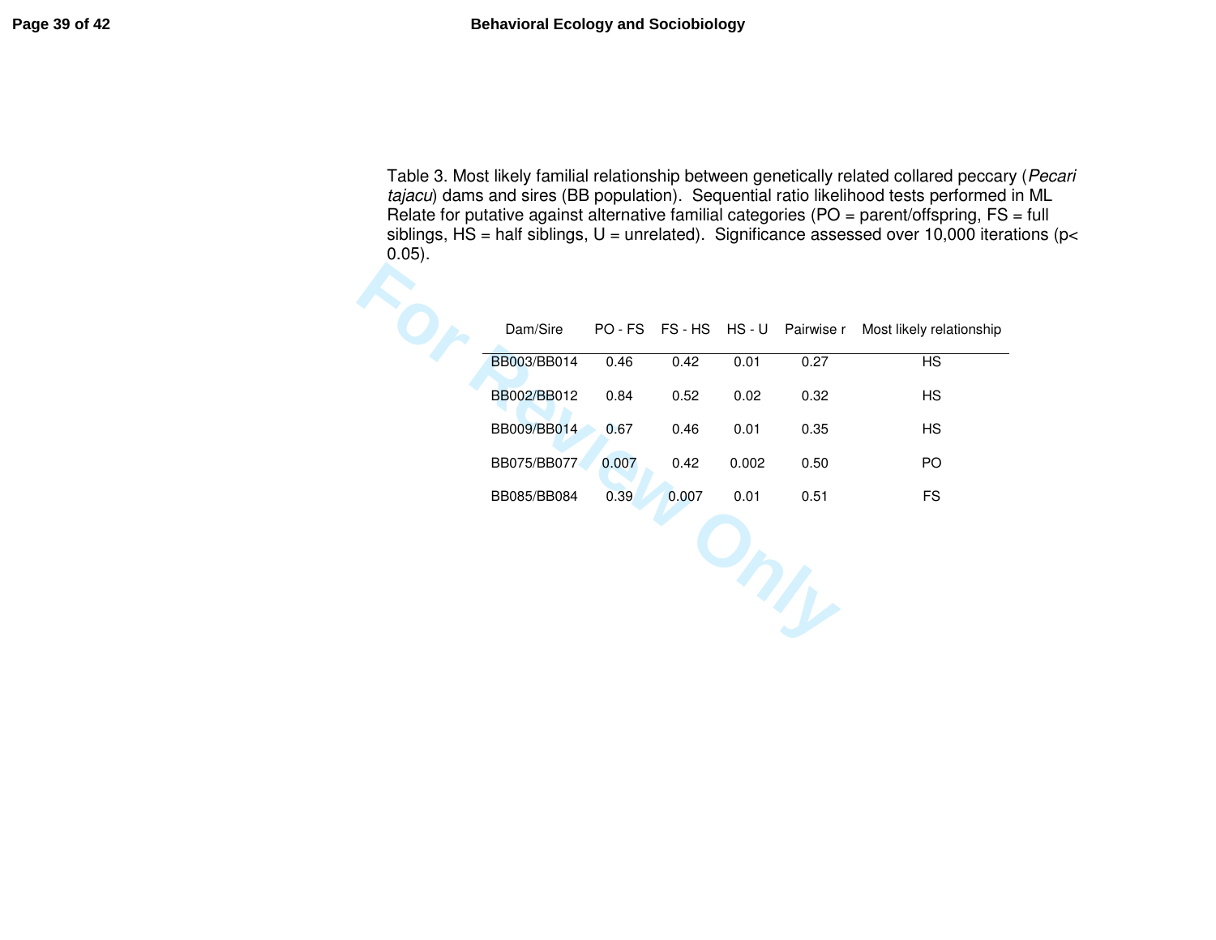Table 3. Most likely familial relationship between genetically related collared peccary (*Pecari tajacu*) dams and sires (BB population). Sequential ratio likelihood tests performed in ML Relate for putative against alternative familial categories (PO = parent/offspring, FS = full siblings, HS = half siblings, U = unrelated). Significance assessed over 10,000 iterations ($p < 0.05$).

| Dam/Sire | PO - FS | FS - HS | HS - U | Pairwise r | Most likely relationship |
|---|---|---|---|---|---|
| BB003/BB014 | 0.46 | 0.42 | 0.01 | 0.27 | HS |
| BB002/BB012 | 0.84 | 0.52 | 0.02 | 0.32 | HS |
| BB009/BB014 | 0.67 | 0.46 | 0.01 | 0.35 | HS |
| BB075/BB077 | 0.007 | 0.42 | 0.002 | 0.50 | PO |
| BB085/BB084 | 0.39 | 0.007 | 0.01 | 0.51 | FS |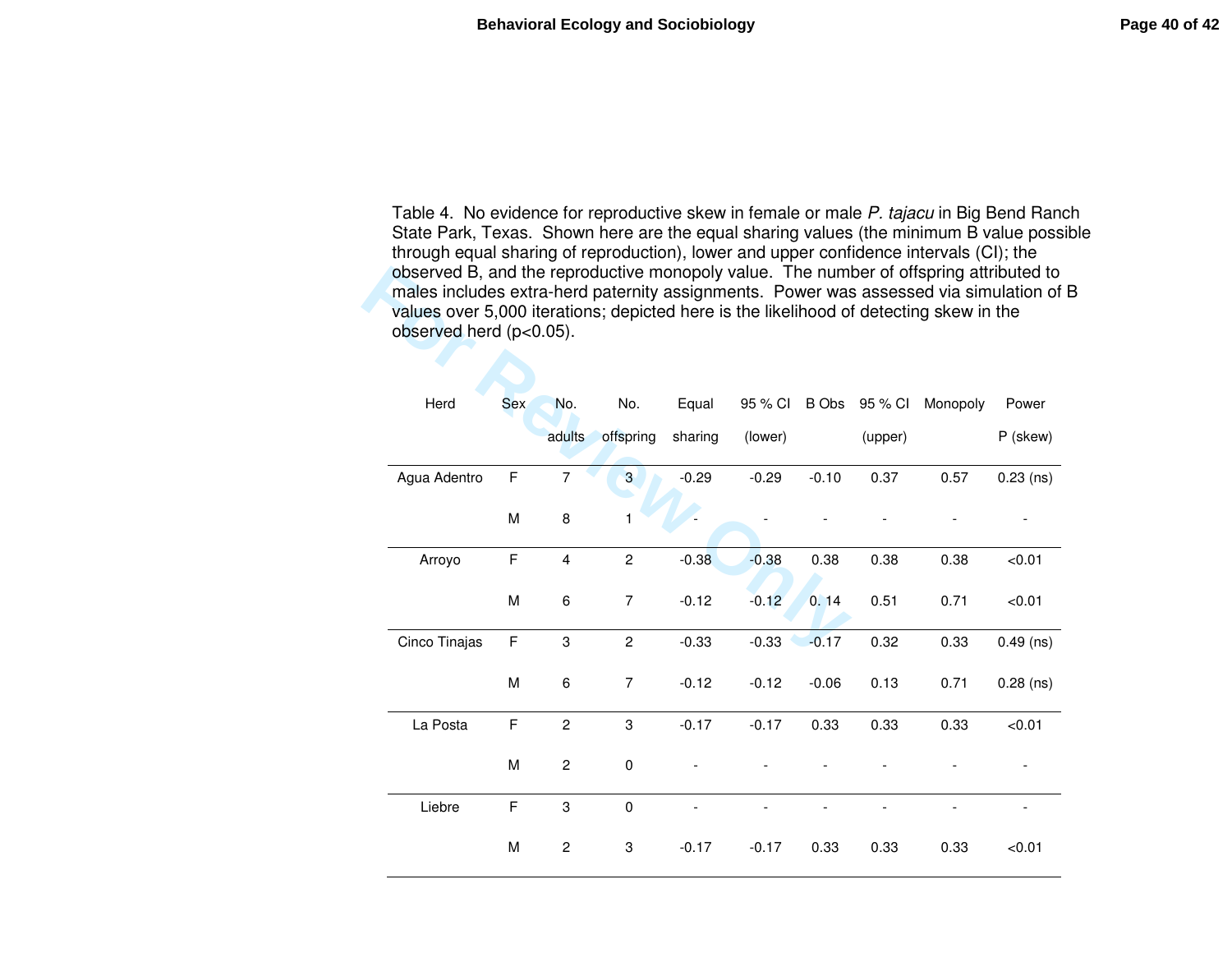Table 4. No evidence for reproductive skew in female or male *P. tajacu* in Big Bend Ranch State Park, Texas. Shown here are the equal sharing values (the minimum B value possible through equal sharing of reproduction), lower and upper confidence intervals (CI); the observed B, and the reproductive monopoly value. The number of offspring attributed to males includes extra-herd paternity assignments. Power was assessed via simulation of B values over 5,000 iterations; depicted here is the likelihood of detecting skew in the observed herd ($p<0.05$).

| Herd | Sex | No. adults | No. offspring | Equal sharing | 95 % CI (lower) | B Obs | 95 % CI (upper) | Monopoly | Power P (skew) |
|---|---|---|---|---|---|---|---|---|---|
| Agua Adentro | F | 7 | 3 | -0.29 | -0.29 | -0.10 | 0.37 | 0.57 | 0.23 (ns) |
| | M | 8 | 1 | - | - | - | - | - | - |
| Arroyo | F | 4 | 2 | -0.38 | -0.38 | 0.38 | 0.38 | 0.38 | <0.01 |
| | M | 6 | 7 | -0.12 | -0.12 | 0.14 | 0.51 | 0.71 | <0.01 |
| Cinco Tinajas | F | 3 | 2 | -0.33 | -0.33 | -0.17 | 0.32 | 0.33 | 0.49 (ns) |
| | M | 6 | 7 | -0.12 | -0.12 | -0.06 | 0.13 | 0.71 | 0.28 (ns) |
| La Posta | F | 2 | 3 | -0.17 | -0.17 | 0.33 | 0.33 | 0.33 | <0.01 |
| | M | 2 | 0 | - | - | - | - | - | - |
| Liebre | F | 3 | 0 | - | - | - | - | - | - |
| | M | 2 | 3 | -0.17 | -0.17 | 0.33 | 0.33 | 0.33 | <0.01 |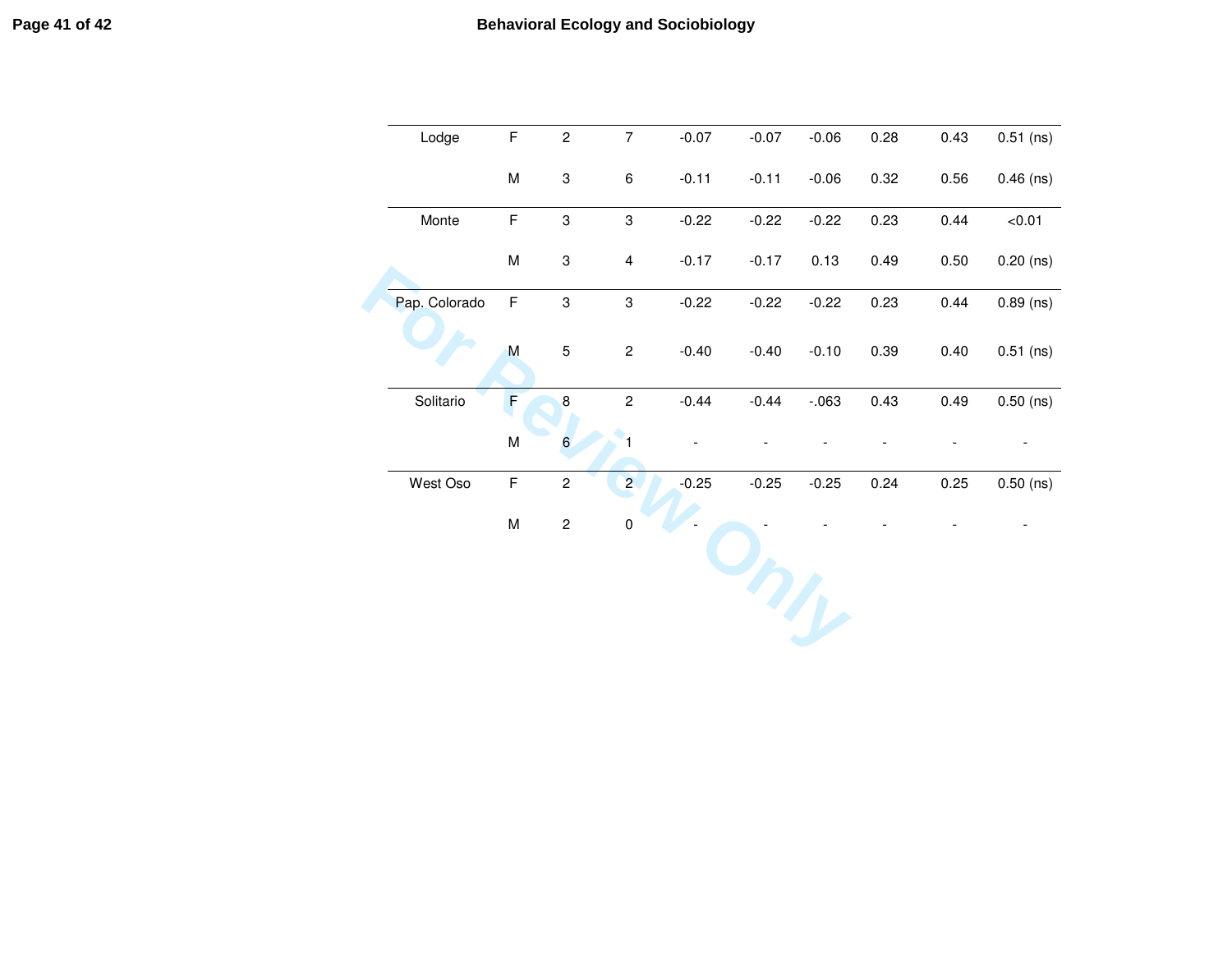| | | | | | | | | | |
|---|---|---|---|---|---|---|---|---|---|
| Lodge | F | 2 | 7 | -0.07 | -0.07 | -0.06 | 0.28 | 0.43 | 0.51 (ns) |
| | M | 3 | 6 | -0.11 | -0.11 | -0.06 | 0.32 | 0.56 | 0.46 (ns) |
| Monte | F | 3 | 3 | -0.22 | -0.22 | -0.22 | 0.23 | 0.44 | <0.01 |
| | M | 3 | 4 | -0.17 | -0.17 | 0.13 | 0.49 | 0.50 | 0.20 (ns) |
| Pap. Colorado | F | 3 | 3 | -0.22 | -0.22 | -0.22 | 0.23 | 0.44 | 0.89 (ns) |
| | M | 5 | 2 | -0.40 | -0.40 | -0.10 | 0.39 | 0.40 | 0.51 (ns) |
| Solitario | F | 8 | 2 | -0.44 | -0.44 | -.063 | 0.43 | 0.49 | 0.50 (ns) |
| | M | 6 | 1 | - | - | - | - | - | - |
| West Oso | F | 2 | 2 | -0.25 | -0.25 | -0.25 | 0.24 | 0.25 | 0.50 (ns) |
| | M | 2 | 0 | - | - | - | - | - | - |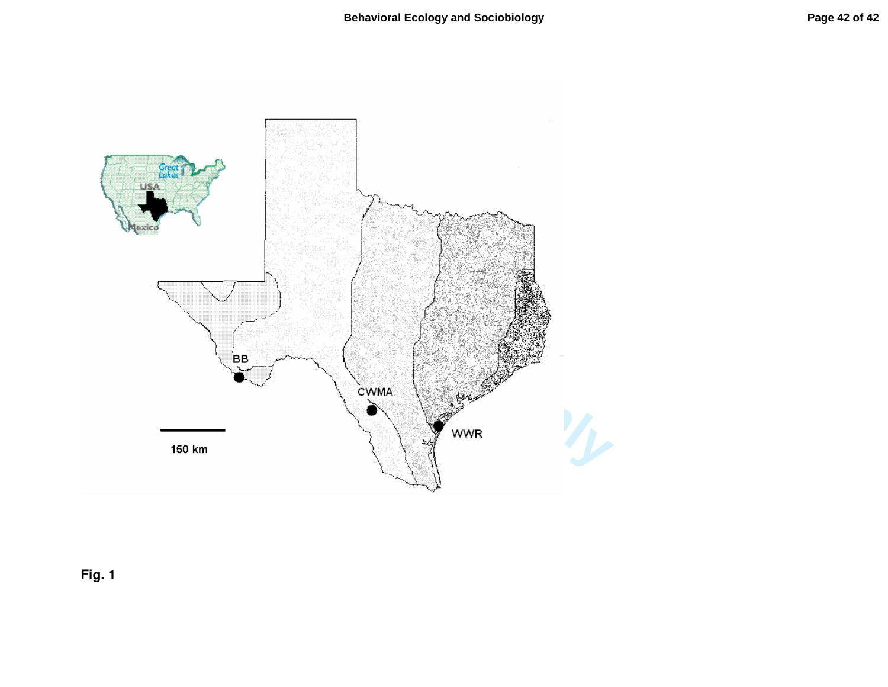BB

CWMA

WWR

150 km

USA

Great Lakes

Mexico

**Fig. 1**